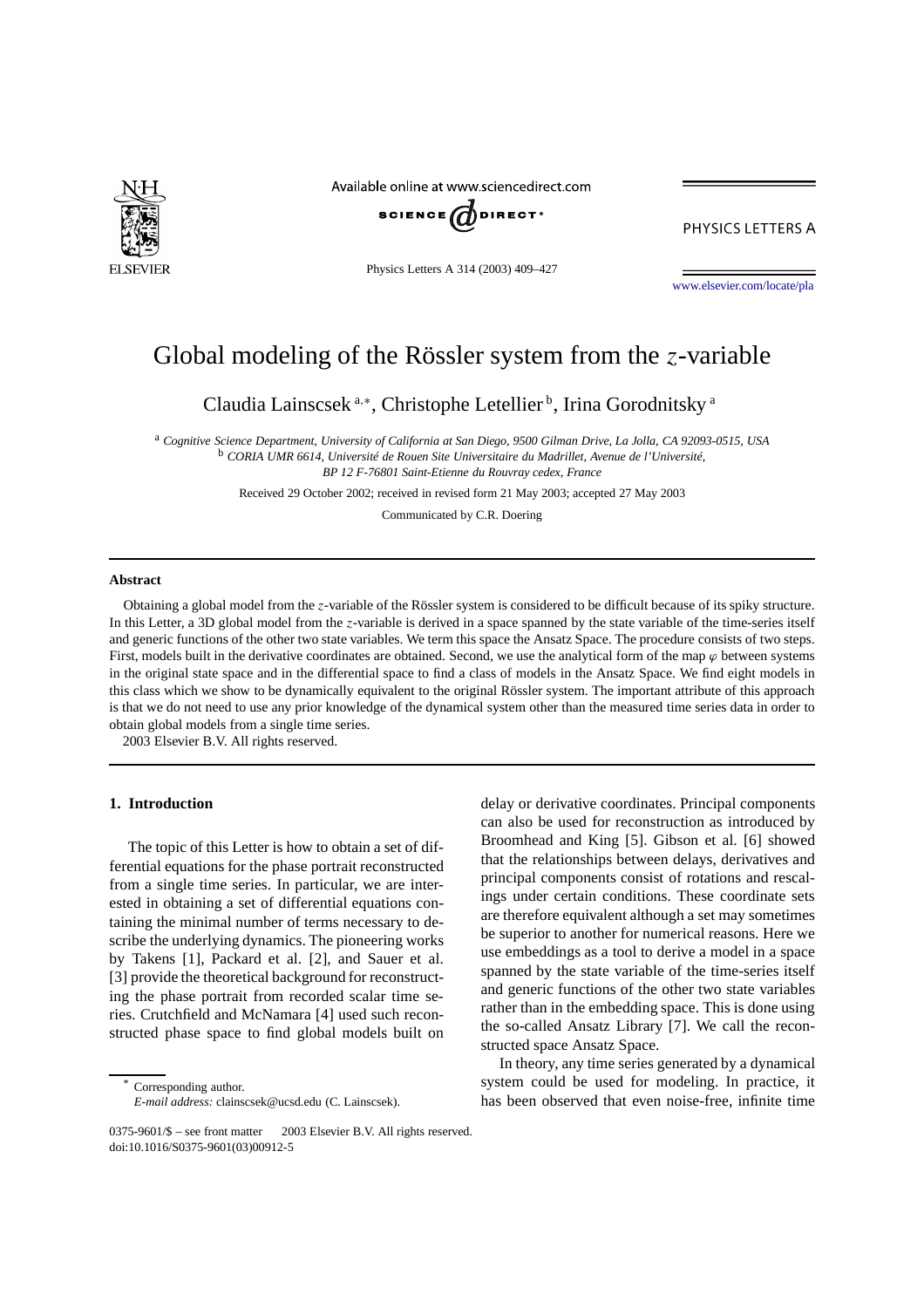# Global modeling of the Rössler system from the $z$-variable

Claudia Lainscsek [a,*], Christophe Letellier [b], Irina Gorodnitsky [a]

[a] *Cognitive Science Department, University of California at San Diego, 9500 Gilman Drive, La Jolla, CA 92093-0515, USA*
[b] *CORIA UMR 6614, Université de Rouen Site Universitaire du Madrillet, Avenue de l'Université, BP 12 F-76801 Saint-Etienne du Rouvray cedex, France*

Received 29 October 2002; received in revised form 21 May 2003; accepted 27 May 2003

Communicated by C.R. Doering

## Abstract

Obtaining a global model from the $z$-variable of the Rössler system is considered to be difficult because of its spiky structure. In this Letter, a 3D global model from the $z$-variable is derived in a space spanned by the state variable of the time-series itself and generic functions of the other two state variables. We term this space the Ansatz Space. The procedure consists of two steps. First, models built in the derivative coordinates are obtained. Second, we use the analytical form of the map $\varphi$ between systems in the original state space and in the differential space to find a class of models in the Ansatz Space. We find eight models in this class which we show to be dynamically equivalent to the original Rössler system. The important attribute of this approach is that we do not need to use any prior knowledge of the dynamical system other than the measured time series data in order to obtain global models from a single time series.

2003 Elsevier B.V. All rights reserved.

## 1. Introduction

The topic of this Letter is how to obtain a set of differential equations for the phase portrait reconstructed from a single time series. In particular, we are interested in obtaining a set of differential equations containing the minimal number of terms necessary to describe the underlying dynamics. The pioneering works by Takens [1], Packard et al. [2], and Sauer et al. [3] provide the theoretical background for reconstructing the phase portrait from recorded scalar time series. Crutchfield and McNamara [4] used such reconstructed phase space to find global models built on delay or derivative coordinates. Principal components can also be used for reconstruction as introduced by Broomhead and King [5]. Gibson et al. [6] showed that the relationships between delays, derivatives and principal components consist of rotations and rescalings under certain conditions. These coordinate sets are therefore equivalent although a set may sometimes be superior to another for numerical reasons. Here we use embeddings as a tool to derive a model in a space spanned by the state variable of the time-series itself and generic functions of the other two state variables rather than in the embedding space. This is done using the so-called Ansatz Library [7]. We call the reconstructed space Ansatz Space.

In theory, any time series generated by a dynamical system could be used for modeling. In practice, it has been observed that even noise-free, infinite time

\* Corresponding author.
*E-mail address:* clainscsek@ucsd.edu (C. Lainscsek).

0375-9601/$ – see front matter 2003 Elsevier B.V. All rights reserved.
doi:10.1016/S0375-9601(03)00912-5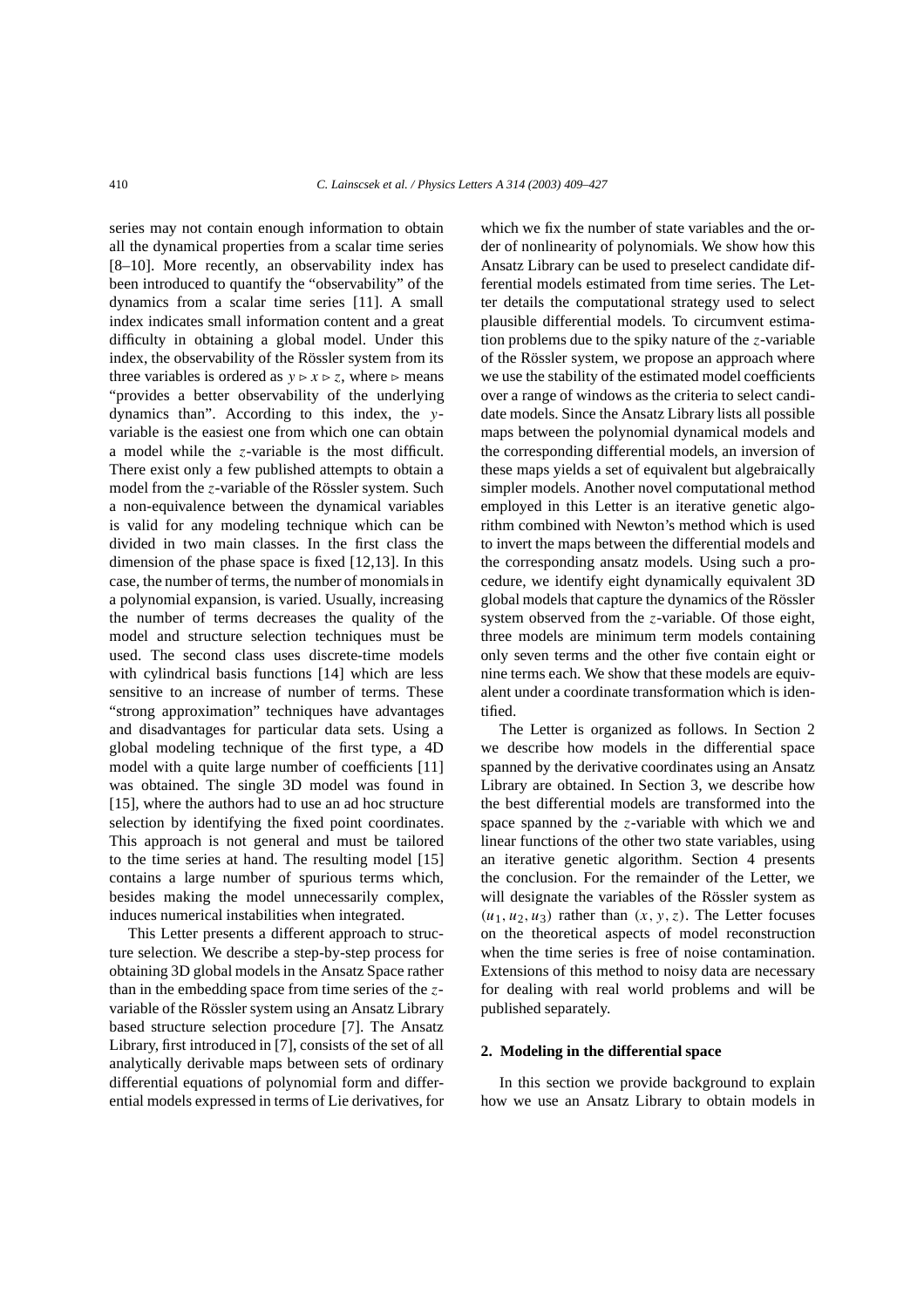series may not contain enough information to obtain all the dynamical properties from a scalar time series [8–10]. More recently, an observability index has been introduced to quantify the "observability" of the dynamics from a scalar time series [11]. A small index indicates small information content and a great difficulty in obtaining a global model. Under this index, the observability of the Rössler system from its three variables is ordered as $y \rhd x \rhd z$, where $\rhd$ means "provides a better observability of the underlying dynamics than". According to this index, the $y$-variable is the easiest one from which one can obtain a model while the $z$-variable is the most difficult. There exist only a few published attempts to obtain a model from the $z$-variable of the Rössler system. Such a non-equivalence between the dynamical variables is valid for any modeling technique which can be divided in two main classes. In the first class the dimension of the phase space is fixed [12,13]. In this case, the number of terms, the number of monomials in a polynomial expansion, is varied. Usually, increasing the number of terms decreases the quality of the model and structure selection techniques must be used. The second class uses discrete-time models with cylindrical basis functions [14] which are less sensitive to an increase of number of terms. These "strong approximation" techniques have advantages and disadvantages for particular data sets. Using a global modeling technique of the first type, a 4D model with a quite large number of coefficients [11] was obtained. The single 3D model was found in [15], where the authors had to use an ad hoc structure selection by identifying the fixed point coordinates. This approach is not general and must be tailored to the time series at hand. The resulting model [15] contains a large number of spurious terms which, besides making the model unnecessarily complex, induces numerical instabilities when integrated.

This Letter presents a different approach to structure selection. We describe a step-by-step process for obtaining 3D global models in the Ansatz Space rather than in the embedding space from time series of the $z$-variable of the Rössler system using an Ansatz Library based structure selection procedure [7]. The Ansatz Library, first introduced in [7], consists of the set of all analytically derivable maps between sets of ordinary differential equations of polynomial form and differential models expressed in terms of Lie derivatives, for which we fix the number of state variables and the order of nonlinearity of polynomials. We show how this Ansatz Library can be used to preselect candidate differential models estimated from time series. The Letter details the computational strategy used to select plausible differential models. To circumvent estimation problems due to the spiky nature of the $z$-variable of the Rössler system, we propose an approach where we use the stability of the estimated model coefficients over a range of windows as the criteria to select candidate models. Since the Ansatz Library lists all possible maps between the polynomial dynamical models and the corresponding differential models, an inversion of these maps yields a set of equivalent but algebraically simpler models. Another novel computational method employed in this Letter is an iterative genetic algorithm combined with Newton's method which is used to invert the maps between the differential models and the corresponding ansatz models. Using such a procedure, we identify eight dynamically equivalent 3D global models that capture the dynamics of the Rössler system observed from the $z$-variable. Of those eight, three models are minimum term models containing only seven terms and the other five contain eight or nine terms each. We show that these models are equivalent under a coordinate transformation which is identified.

The Letter is organized as follows. In Section 2 we describe how models in the differential space spanned by the derivative coordinates using an Ansatz Library are obtained. In Section 3, we describe how the best differential models are transformed into the space spanned by the $z$-variable with which we and linear functions of the other two state variables, using an iterative genetic algorithm. Section 4 presents the conclusion. For the remainder of the Letter, we will designate the variables of the Rössler system as $(u_1, u_2, u_3)$ rather than $(x, y, z)$. The Letter focuses on the theoretical aspects of model reconstruction when the time series is free of noise contamination. Extensions of this method to noisy data are necessary for dealing with real world problems and will be published separately.

## 2. Modeling in the differential space

In this section we provide background to explain how we use an Ansatz Library to obtain models in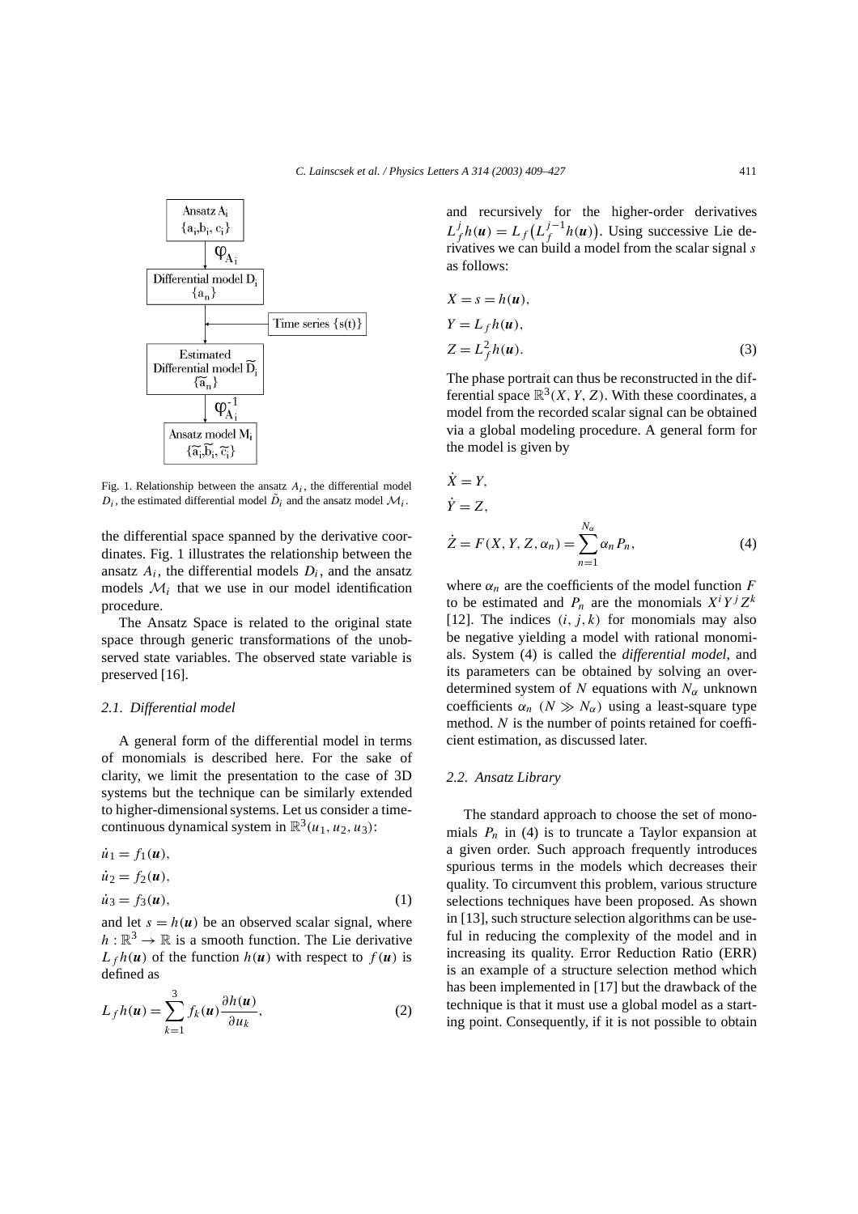Fig. 1. Relationship between the ansatz $A_i$, the differential model $D_i$, the estimated differential model $\tilde{D}_i$ and the ansatz model $\mathcal{M}_i$.

the differential space spanned by the derivative coordinates. Fig. 1 illustrates the relationship between the ansatz $A_i$, the differential models $D_i$, and the ansatz models $\mathcal{M}_i$ that we use in our model identification procedure.

The Ansatz Space is related to the original state space through generic transformations of the unobserved state variables. The observed state variable is preserved [16].

### 2.1. Differential model

A general form of the differential model in terms of monomials is described here. For the sake of clarity, we limit the presentation to the case of 3D systems but the technique can be similarly extended to higher-dimensional systems. Let us consider a time-continuous dynamical system in $\mathbb{R}^3(u_1, u_2, u_3)$:

$$
\begin{aligned}
\dot{u}_1 &= f_1(\boldsymbol{u}),\\
\dot{u}_2 &= f_2(\boldsymbol{u}),\\
\dot{u}_3 &= f_3(\boldsymbol{u}),
\end{aligned}
\tag{1}
$$

and let $s = h(\boldsymbol{u})$ be an observed scalar signal, where $h: \mathbb{R}^3 \to \mathbb{R}$ is a smooth function. The Lie derivative $L_f h(\boldsymbol{u})$ of the function $h(\boldsymbol{u})$ with respect to $f(\boldsymbol{u})$ is defined as

$$
L_f h(\boldsymbol{u}) = \sum_{k=1}^{3} f_k(\boldsymbol{u}) \frac{\partial h(\boldsymbol{u})}{\partial u_k},
\tag{2}
$$

and recursively for the higher-order derivatives $L_f^j h(\boldsymbol{u}) = L_f\big(L_f^{j-1} h(\boldsymbol{u})\big)$. Using successive Lie derivatives we can build a model from the scalar signal $s$ as follows:

$$
\begin{aligned}
X &= s = h(\boldsymbol{u}),\\
Y &= L_f h(\boldsymbol{u}),\\
Z &= L_f^2 h(\boldsymbol{u}).
\end{aligned}
\tag{3}
$$

The phase portrait can thus be reconstructed in the differential space $\mathbb{R}^3(X, Y, Z)$. With these coordinates, a model from the recorded scalar signal can be obtained via a global modeling procedure. A general form for the model is given by

$$
\begin{aligned}
\dot{X} &= Y,\\
\dot{Y} &= Z,\\
\dot{Z} &= F(X, Y, Z, \alpha_n) = \sum_{n=1}^{N_\alpha} \alpha_n P_n,
\end{aligned}
\tag{4}
$$

where $\alpha_n$ are the coefficients of the model function $F$ to be estimated and $P_n$ are the monomials $X^i Y^j Z^k$ [12]. The indices $(i, j, k)$ for monomials may also be negative yielding a model with rational monomials. System (4) is called the *differential model*, and its parameters can be obtained by solving an overdetermined system of $N$ equations with $N_\alpha$ unknown coefficients $\alpha_n$ ($N \gg N_\alpha$) using a least-square type method. $N$ is the number of points retained for coefficient estimation, as discussed later.

### 2.2. Ansatz Library

The standard approach to choose the set of monomials $P_n$ in (4) is to truncate a Taylor expansion at a given order. Such approach frequently introduces spurious terms in the models which decreases their quality. To circumvent this problem, various structure selections techniques have been proposed. As shown in [13], such structure selection algorithms can be useful in reducing the complexity of the model and in increasing its quality. Error Reduction Ratio (ERR) is an example of a structure selection method which has been implemented in [17] but the drawback of the technique is that it must use a global model as a starting point. Consequently, if it is not possible to obtain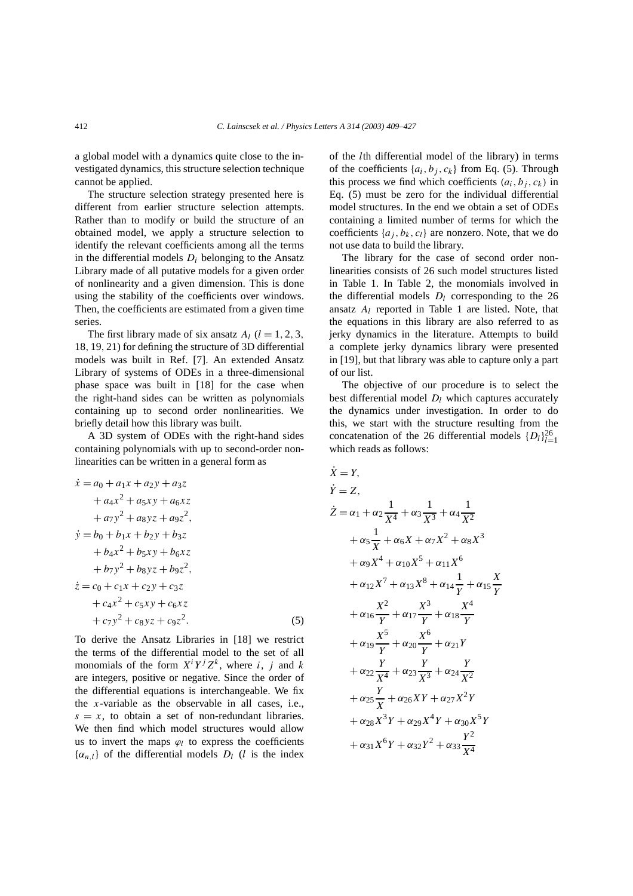a global model with a dynamics quite close to the investigated dynamics, this structure selection technique cannot be applied.

The structure selection strategy presented here is different from earlier structure selection attempts. Rather than to modify or build the structure of an obtained model, we apply a structure selection to identify the relevant coefficients among all the terms in the differential models $D_i$ belonging to the Ansatz Library made of all putative models for a given order of nonlinearity and a given dimension. This is done using the stability of the coefficients over windows. Then, the coefficients are estimated from a given time series.

The first library made of six ansatz $A_l$ ($l = 1, 2, 3, 18, 19, 21$) for defining the structure of 3D differential models was built in Ref. [7]. An extended Ansatz Library of systems of ODEs in a three-dimensional phase space was built in [18] for the case when the right-hand sides can be written as polynomials containing up to second order nonlinearities. We briefly detail how this library was built.

A 3D system of ODEs with the right-hand sides containing polynomials with up to second-order nonlinearities can be written in a general form as

$$
\begin{aligned}
\dot{x} &= a_0 + a_1 x + a_2 y + a_3 z \\
&\quad + a_4 x^2 + a_5 xy + a_6 xz \\
&\quad + a_7 y^2 + a_8 yz + a_9 z^2, \\
\dot{y} &= b_0 + b_1 x + b_2 y + b_3 z \\
&\quad + b_4 x^2 + b_5 xy + b_6 xz \\
&\quad + b_7 y^2 + b_8 yz + b_9 z^2, \\
\dot{z} &= c_0 + c_1 x + c_2 y + c_3 z \\
&\quad + c_4 x^2 + c_5 xy + c_6 xz \\
&\quad + c_7 y^2 + c_8 yz + c_9 z^2.
\end{aligned}
\tag{5}
$$

To derive the Ansatz Libraries in [18] we restrict the terms of the differential model to the set of all monomials of the form $X^i Y^j Z^k$, where $i$, $j$ and $k$ are integers, positive or negative. Since the order of the differential equations is interchangeable. We fix the $x$-variable as the observable in all cases, i.e., $s = x$, to obtain a set of non-redundant libraries. We then find which model structures would allow us to invert the maps $\varphi_l$ to express the coefficients $\{\alpha_{n,l}\}$ of the differential models $D_l$ ($l$ is the index of the $l$th differential model of the library) in terms of the coefficients $\{a_i, b_j, c_k\}$ from Eq. (5). Through this process we find which coefficients $(a_i, b_j, c_k)$ in Eq. (5) must be zero for the individual differential model structures. In the end we obtain a set of ODEs containing a limited number of terms for which the coefficients $\{a_j, b_k, c_l\}$ are nonzero. Note, that we do not use data to build the library.

The library for the case of second order nonlinearities consists of 26 such model structures listed in Table 1. In Table 2, the monomials involved in the differential models $D_l$ corresponding to the 26 ansatz $A_l$ reported in Table 1 are listed. Note, that the equations in this library are also referred to as jerky dynamics in the literature. Attempts to build a complete jerky dynamics library were presented in [19], but that library was able to capture only a part of our list.

The objective of our procedure is to select the best differential model $D_l$ which captures accurately the dynamics under investigation. In order to do this, we start with the structure resulting from the concatenation of the 26 differential models $\{D_l\}_{l=1}^{26}$ which reads as follows:

$$
\begin{aligned}
\dot{X} &= Y, \\
\dot{Y} &= Z, \\
\dot{Z} &= \alpha_1 + \alpha_2 \frac{1}{X^4} + \alpha_3 \frac{1}{X^3} + \alpha_4 \frac{1}{X^2} \\
&\quad + \alpha_5 \frac{1}{X} + \alpha_6 X + \alpha_7 X^2 + \alpha_8 X^3 \\
&\quad + \alpha_9 X^4 + \alpha_{10} X^5 + \alpha_{11} X^6 \\
&\quad + \alpha_{12} X^7 + \alpha_{13} X^8 + \alpha_{14} \frac{1}{Y} + \alpha_{15} \frac{X}{Y} \\
&\quad + \alpha_{16} \frac{X^2}{Y} + \alpha_{17} \frac{X^3}{Y} + \alpha_{18} \frac{X^4}{Y} \\
&\quad + \alpha_{19} \frac{X^5}{Y} + \alpha_{20} \frac{X^6}{Y} + \alpha_{21} Y \\
&\quad + \alpha_{22} \frac{Y}{X^4} + \alpha_{23} \frac{Y}{X^3} + \alpha_{24} \frac{Y}{X^2} \\
&\quad + \alpha_{25} \frac{Y}{X} + \alpha_{26} XY + \alpha_{27} X^2 Y \\
&\quad + \alpha_{28} X^3 Y + \alpha_{29} X^4 Y + \alpha_{30} X^5 Y \\
&\quad + \alpha_{31} X^6 Y + \alpha_{32} Y^2 + \alpha_{33} \frac{Y^2}{X^4}
\end{aligned}
$$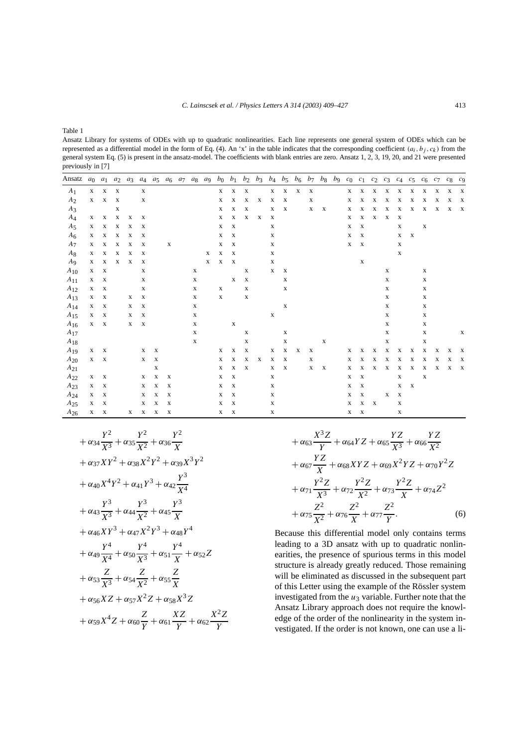Table 1

Ansatz Library for systems of ODEs with up to quadratic nonlinearities. Each line represents one general system of ODEs which can be represented as a differential model in the form of Eq. (4). An 'x' in the table indicates that the corresponding coefficient $(a_i, b_j, c_k)$ from the general system Eq. (5) is present in the ansatz-model. The coefficients with blank entries are zero. Ansatz 1, 2, 3, 19, 20, and 21 were presented previously in [7]

| Ansatz | $a_0$ | $a_1$ | $a_2$ | $a_3$ | $a_4$ | $a_5$ | $a_6$ | $a_7$ | $a_8$ | $a_9$ | $b_0$ | $b_1$ | $b_2$ | $b_3$ | $b_4$ | $b_5$ | $b_6$ | $b_7$ | $b_8$ | $b_9$ | $c_0$ | $c_1$ | $c_2$ | $c_3$ | $c_4$ | $c_5$ | $c_6$ | $c_7$ | $c_8$ | $c_9$ |
|---|---|---|---|---|---|---|---|---|---|---|---|---|---|---|---|---|---|---|---|---|---|---|---|---|---|---|---|---|---|---|
| $A_1$ | x | x | x | | x | | | | | | x | x | x | | x | x | x | x | | | x | x | x | x | x | x | x | x | x | x |
| $A_2$ | x | x | x | | x | | | | | | x | x | x | x | x | x | | x | | | x | x | x | x | x | x | x | x | x | x |
| $A_3$ | | | x | | | | | | | | x | x | x | | x | x | | x | x | | x | x | x | x | x | x | x | x | x | x |
| $A_4$ | x | x | x | x | x | | | | | | x | x | x | x | x | | | | | | x | x | x | x | x | | | | | |
| $A_5$ | x | x | x | x | x | | | | | | x | x | | | x | | | | | | x | x | | | x | | x | | | |
| $A_6$ | x | x | x | x | x | | | | | | x | x | | | x | | | | | | x | x | | | x | x | | | | |
| $A_7$ | x | x | x | x | x | | x | | | | x | x | | | x | | | | | | x | x | | | x | | | | | |
| $A_8$ | x | x | x | x | x | | | | | x | x | x | | | x | | | | | | | | | | x | | | | | |
| $A_9$ | x | x | x | x | x | | | | | x | x | x | | | x | | | | | | | x | | | | | | | | |
| $A_{10}$ | x | x | | | x | | | | x | | | | x | | x | x | | | | | | | | x | | | x | | | |
| $A_{11}$ | x | x | | | x | | | | x | | | x | x | | | x | | | | | | | | x | | | x | | | |
| $A_{12}$ | x | x | | | x | | | | x | | x | | x | | | x | | | | | | | | x | | | x | | | |
| $A_{13}$ | x | x | | x | x | | | | x | | x | | x | | | | | | | | | | | x | | | x | | | |
| $A_{14}$ | x | x | | x | x | | | | x | | | | | | | x | | | | | | | | x | | | x | | | |
| $A_{15}$ | x | x | | x | x | | | | x | | | | | | x | | | | | | | | | x | | | x | | | |
| $A_{16}$ | x | x | | x | x | | | | x | | | x | | | | | | | | | | | | x | | | x | | | |
| $A_{17}$ | | | | | | | | | x | | | | x | | | x | | | | | | | | x | | | x | | | x |
| $A_{18}$ | | | | | | | | | x | | | | x | | | x | | | x | | | | | x | | | x | | | |
| $A_{19}$ | x | x | | | x | x | | | | | x | x | x | | x | x | x | x | | | x | x | x | x | x | x | x | x | x | x |
| $A_{20}$ | x | x | | | x | x | | | | | x | x | x | x | x | x | | x | | | x | x | x | x | x | x | x | x | x | x |
| $A_{21}$ | | | | | | x | | | | | x | x | x | | x | x | | x | x | | x | x | x | x | x | x | x | x | x | x |
| $A_{22}$ | x | x | | | x | x | x | | | | x | x | | | x | | | | | | x | x | | | x | | x | | | |
| $A_{23}$ | x | x | | | x | x | x | | | | x | x | | | x | | | | | | x | x | | | x | x | | | | |
| $A_{24}$ | x | x | | | x | x | x | | | | x | x | | | x | | | | | | x | x | | x | x | | | | | |
| $A_{25}$ | x | x | | | x | x | x | | | | x | x | | | x | | | | | | x | x | x | | x | | | | | |
| $A_{26}$ | x | x | | x | x | x | x | | | | x | x | | | x | | | | | | x | x | | | x | | | | | |

$$
\begin{aligned}
&+\alpha_{34}\frac{Y^2}{X^3}+\alpha_{35}\frac{Y^2}{X^2}+\alpha_{36}\frac{Y^2}{X}\\
&+\alpha_{37}XY^2+\alpha_{38}X^2Y^2+\alpha_{39}X^3Y^2\\
&+\alpha_{40}X^4Y^2+\alpha_{41}Y^3+\alpha_{42}\frac{Y^3}{X^4}\\
&+\alpha_{43}\frac{Y^3}{X^3}+\alpha_{44}\frac{Y^3}{X^2}+\alpha_{45}\frac{Y^3}{X}\\
&+\alpha_{46}XY^3+\alpha_{47}X^2Y^3+\alpha_{48}Y^4\\
&+\alpha_{49}\frac{Y^4}{X^4}+\alpha_{50}\frac{Y^4}{X^3}+\alpha_{51}\frac{Y^4}{X}+\alpha_{52}Z\\
&+\alpha_{53}\frac{Z}{X^3}+\alpha_{54}\frac{Z}{X^2}+\alpha_{55}\frac{Z}{X}\\
&+\alpha_{56}XZ+\alpha_{57}X^2Z+\alpha_{58}X^3Z\\
&+\alpha_{59}X^4Z+\alpha_{60}\frac{Z}{Y}+\alpha_{61}\frac{XZ}{Y}+\alpha_{62}\frac{X^2Z}{Y}\\
&+\alpha_{63}\frac{X^3Z}{Y}+\alpha_{64}YZ+\alpha_{65}\frac{YZ}{X^3}+\alpha_{66}\frac{YZ}{X^2}\\
&+\alpha_{67}\frac{YZ}{X}+\alpha_{68}XYZ+\alpha_{69}X^2YZ+\alpha_{70}Y^2Z\\
&+\alpha_{71}\frac{Y^2Z}{X^3}+\alpha_{72}\frac{Y^2Z}{X^2}+\alpha_{73}\frac{Y^2Z}{X}+\alpha_{74}Z^2\\
&+\alpha_{75}\frac{Z^2}{X^2}+\alpha_{76}\frac{Z^2}{X}+\alpha_{77}\frac{Z^2}{Y}.
\end{aligned}
\tag{6}
$$

Because this differential model only contains terms leading to a 3D ansatz with up to quadratic nonlinearities, the presence of spurious terms in this model structure is already greatly reduced. Those remaining will be eliminated as discussed in the subsequent part of this Letter using the example of the Rössler system investigated from the $u_3$ variable. Further note that the Ansatz Library approach does not require the knowledge of the order of the nonlinearity in the system investigated. If the order is not known, one can use a li-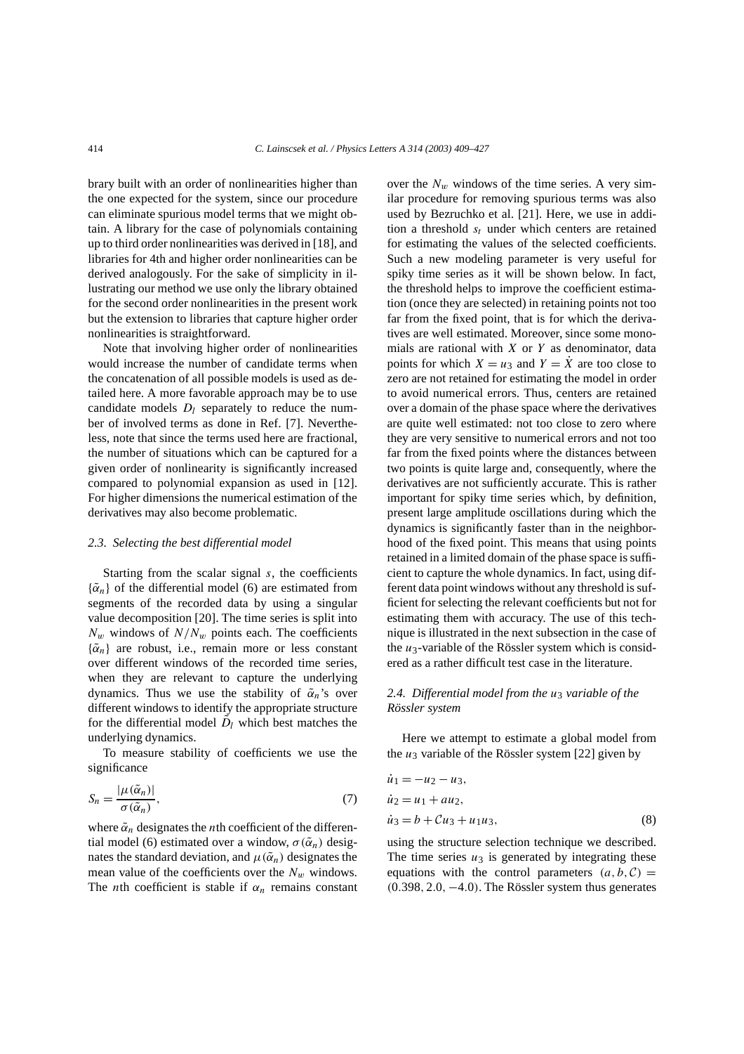brary built with an order of nonlinearities higher than the one expected for the system, since our procedure can eliminate spurious model terms that we might obtain. A library for the case of polynomials containing up to third order nonlinearities was derived in [18], and libraries for 4th and higher order nonlinearities can be derived analogously. For the sake of simplicity in illustrating our method we use only the library obtained for the second order nonlinearities in the present work but the extension to libraries that capture higher order nonlinearities is straightforward.

Note that involving higher order of nonlinearities would increase the number of candidate terms when the concatenation of all possible models is used as detailed here. A more favorable approach may be to use candidate models $D_l$ separately to reduce the number of involved terms as done in Ref. [7]. Nevertheless, note that since the terms used here are fractional, the number of situations which can be captured for a given order of nonlinearity is significantly increased compared to polynomial expansion as used in [12]. For higher dimensions the numerical estimation of the derivatives may also become problematic.

### 2.3. Selecting the best differential model

Starting from the scalar signal $s$, the coefficients $\{\tilde{\alpha}_n\}$ of the differential model (6) are estimated from segments of the recorded data by using a singular value decomposition [20]. The time series is split into $N_w$ windows of $N/N_w$ points each. The coefficients $\{\tilde{\alpha}_n\}$ are robust, i.e., remain more or less constant over different windows of the recorded time series, when they are relevant to capture the underlying dynamics. Thus we use the stability of $\tilde{\alpha}_n$'s over different windows to identify the appropriate structure for the differential model $\tilde{D}_l$ which best matches the underlying dynamics.

To measure stability of coefficients we use the significance

$$S_n = \frac{|\mu(\tilde{\alpha}_n)|}{\sigma(\tilde{\alpha}_n)}, \tag{7}$$

where $\tilde{\alpha}_n$ designates the $n$th coefficient of the differential model (6) estimated over a window, $\sigma(\tilde{\alpha}_n)$ designates the standard deviation, and $\mu(\tilde{\alpha}_n)$ designates the mean value of the coefficients over the $N_w$ windows. The $n$th coefficient is stable if $\alpha_n$ remains constant over the $N_w$ windows of the time series. A very similar procedure for removing spurious terms was also used by Bezruchko et al. [21]. Here, we use in addition a threshold $s_t$ under which centers are retained for estimating the values of the selected coefficients. Such a new modeling parameter is very useful for spiky time series as it will be shown below. In fact, the threshold helps to improve the coefficient estimation (once they are selected) in retaining points not too far from the fixed point, that is for which the derivatives are well estimated. Moreover, since some monomials are rational with $X$ or $Y$ as denominator, data points for which $X = u_3$ and $Y = \dot{X}$ are too close to zero are not retained for estimating the model in order to avoid numerical errors. Thus, centers are retained over a domain of the phase space where the derivatives are quite well estimated: not too close to zero where they are very sensitive to numerical errors and not too far from the fixed points where the distances between two points is quite large and, consequently, where the derivatives are not sufficiently accurate. This is rather important for spiky time series which, by definition, present large amplitude oscillations during which the dynamics is significantly faster than in the neighborhood of the fixed point. This means that using points retained in a limited domain of the phase space is sufficient to capture the whole dynamics. In fact, using different data point windows without any threshold is sufficient for selecting the relevant coefficients but not for estimating them with accuracy. The use of this technique is illustrated in the next subsection in the case of the $u_3$-variable of the Rössler system which is considered as a rather difficult test case in the literature.

### 2.4. Differential model from the $u_3$ variable of the Rössler system

Here we attempt to estimate a global model from the $u_3$ variable of the Rössler system [22] given by

$$\begin{aligned}
\dot{u}_1 &= -u_2 - u_3, \\
\dot{u}_2 &= u_1 + a u_2, \\
\dot{u}_3 &= b + \mathcal{C} u_3 + u_1 u_3,
\end{aligned} \tag{8}$$

using the structure selection technique we described. The time series $u_3$ is generated by integrating these equations with the control parameters $(a, b, \mathcal{C}) = (0.398, 2.0, -4.0)$. The Rössler system thus generates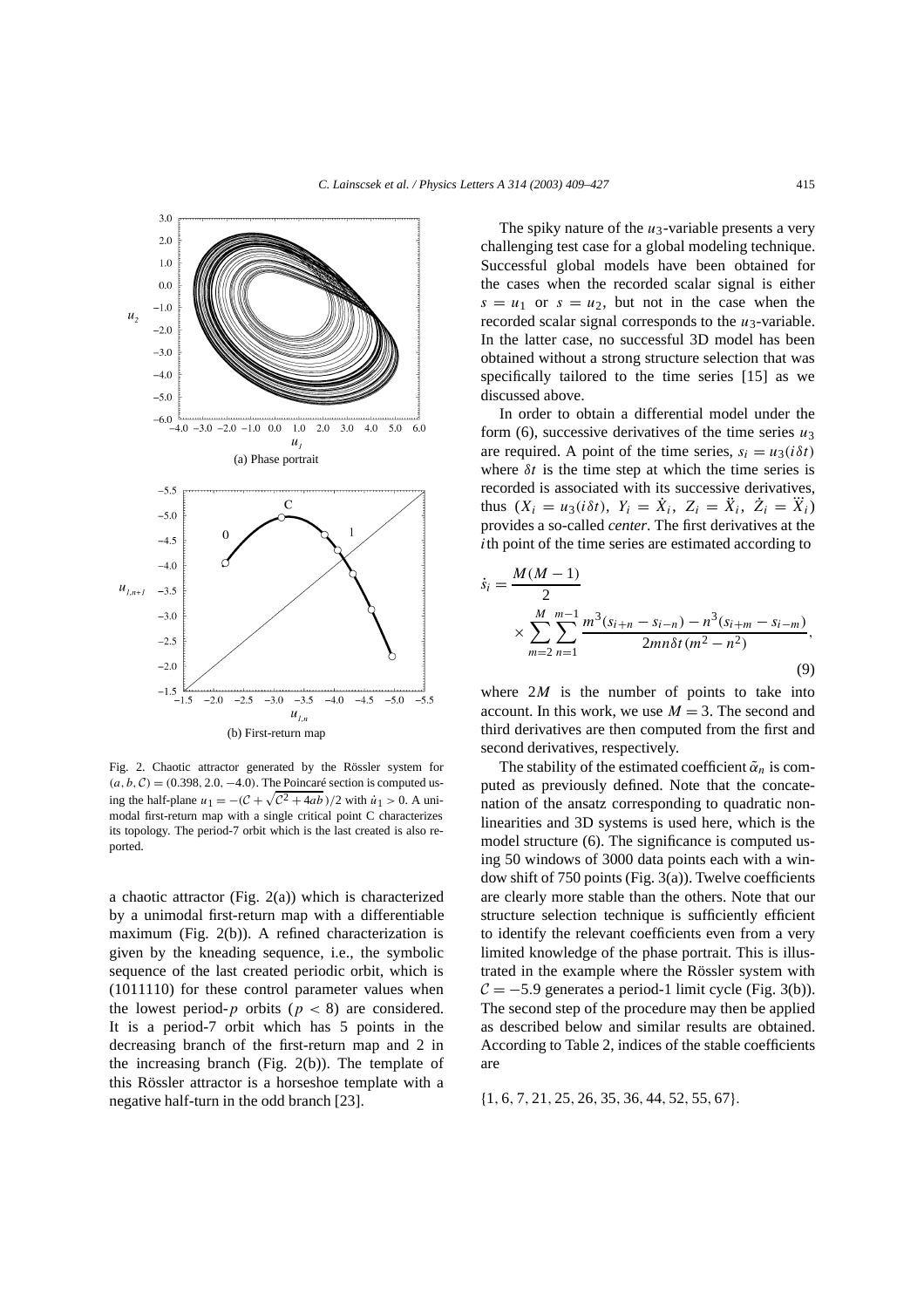Fig. 2. Chaotic attractor generated by the Rössler system for $(a, b, \mathcal{C}) = (0.398, 2.0, -4.0)$. The Poincaré section is computed using the half-plane $u_1 = -(\mathcal{C} + \sqrt{\mathcal{C}^2 + 4ab})/2$ with $\dot{u}_1 > 0$. A unimodal first-return map with a single critical point C characterizes its topology. The period-7 orbit which is the last created is also reported.

a chaotic attractor (Fig. 2(a)) which is characterized by a unimodal first-return map with a differentiable maximum (Fig. 2(b)). A refined characterization is given by the kneading sequence, i.e., the symbolic sequence of the last created periodic orbit, which is (1011110) for these control parameter values when the lowest period-$p$ orbits ($p < 8$) are considered. It is a period-7 orbit which has 5 points in the decreasing branch of the first-return map and 2 in the increasing branch (Fig. 2(b)). The template of this Rössler attractor is a horseshoe template with a negative half-turn in the odd branch [23].

The spiky nature of the $u_3$-variable presents a very challenging test case for a global modeling technique. Successful global models have been obtained for the cases when the recorded scalar signal is either $s = u_1$ or $s = u_2$, but not in the case when the recorded scalar signal corresponds to the $u_3$-variable. In the latter case, no successful 3D model has been obtained without a strong structure selection that was specifically tailored to the time series [15] as we discussed above.

In order to obtain a differential model under the form (6), successive derivatives of the time series $u_3$ are required. A point of the time series, $s_i = u_3(i\delta t)$ where $\delta t$ is the time step at which the time series is recorded is associated with its successive derivatives, thus $(X_i = u_3(i\delta t),\ Y_i = \dot{X}_i,\ Z_i = \ddot{X}_i,\ \dot{Z}_i = \dddot{X}_i)$ provides a so-called *center*. The first derivatives at the $i$th point of the time series are estimated according to

$$\dot{s}_i = \frac{M(M-1)}{2} \times \sum_{m=2}^{M} \sum_{n=1}^{m-1} \frac{m^3(s_{i+n} - s_{i-n}) - n^3(s_{i+m} - s_{i-m})}{2mn\delta t(m^2 - n^2)}, \tag{9}$$

where $2M$ is the number of points to take into account. In this work, we use $M = 3$. The second and third derivatives are then computed from the first and second derivatives, respectively.

The stability of the estimated coefficient $\tilde{\alpha}_n$ is computed as previously defined. Note that the concatenation of the ansatz corresponding to quadratic nonlinearities and 3D systems is used here, which is the model structure (6). The significance is computed using 50 windows of 3000 data points each with a window shift of 750 points (Fig. 3(a)). Twelve coefficients are clearly more stable than the others. Note that our structure selection technique is sufficiently efficient to identify the relevant coefficients even from a very limited knowledge of the phase portrait. This is illustrated in the example where the Rössler system with $\mathcal{C} = -5.9$ generates a period-1 limit cycle (Fig. 3(b)). The second step of the procedure may then be applied as described below and similar results are obtained. According to Table 2, indices of the stable coefficients are

$$\{1, 6, 7, 21, 25, 26, 35, 36, 44, 52, 55, 67\}.$$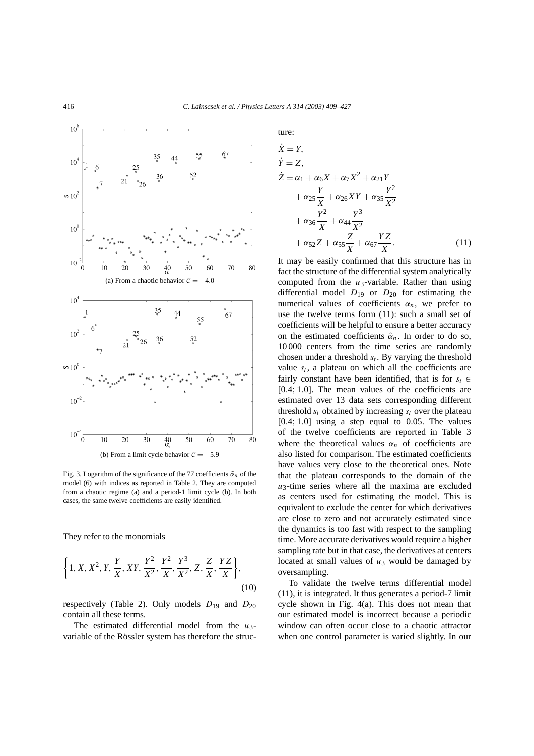Fig. 3. Logarithm of the significance of the 77 coefficients $\tilde{\alpha}_n$ of the model (6) with indices as reported in Table 2. They are computed from a chaotic regime (a) and a period-1 limit cycle (b). In both cases, the same twelve coefficients are easily identified.

They refer to the monomials

$$\left\{1, X, X^2, Y, \frac{Y}{X}, XY, \frac{Y^2}{X^2}, \frac{Y^2}{X}, \frac{Y^3}{X^2}, Z, \frac{Z}{X}, \frac{YZ}{X}\right\}, \tag{10}$$

respectively (Table 2). Only models $D_{19}$ and $D_{20}$ contain all these terms.

The estimated differential model from the $u_3$-variable of the Rössler system has therefore the structure:

$$\begin{aligned}
\dot{X} &= Y, \\
\dot{Y} &= Z, \\
\dot{Z} &= \alpha_1 + \alpha_6 X + \alpha_7 X^2 + \alpha_{21} Y \\
&\quad + \alpha_{25}\frac{Y}{X} + \alpha_{26} XY + \alpha_{35}\frac{Y^2}{X^2} \\
&\quad + \alpha_{36}\frac{Y^2}{X} + \alpha_{44}\frac{Y^3}{X^2} \\
&\quad + \alpha_{52} Z + \alpha_{55}\frac{Z}{X} + \alpha_{67}\frac{YZ}{X}.
\end{aligned} \tag{11}$$

It may be easily confirmed that this structure has in fact the structure of the differential system analytically computed from the $u_3$-variable. Rather than using differential model $D_{19}$ or $D_{20}$ for estimating the numerical values of coefficients $\alpha_n$, we prefer to use the twelve terms form (11): such a small set of coefficients will be helpful to ensure a better accuracy on the estimated coefficients $\tilde{\alpha}_n$. In order to do so, 10 000 centers from the time series are randomly chosen under a threshold $s_t$. By varying the threshold value $s_t$, a plateau on which all the coefficients are fairly constant have been identified, that is for $s_t \in [0.4; 1.0]$. The mean values of the coefficients are estimated over 13 data sets corresponding different threshold $s_t$ obtained by increasing $s_t$ over the plateau $[0.4; 1.0]$ using a step equal to 0.05. The values of the twelve coefficients are reported in Table 3 where the theoretical values $\alpha_n$ of coefficients are also listed for comparison. The estimated coefficients have values very close to the theoretical ones. Note that the plateau corresponds to the domain of the $u_3$-time series where all the maxima are excluded as centers used for estimating the model. This is equivalent to exclude the center for which derivatives are close to zero and not accurately estimated since the dynamics is too fast with respect to the sampling time. More accurate derivatives would require a higher sampling rate but in that case, the derivatives at centers located at small values of $u_3$ would be damaged by oversampling.

To validate the twelve terms differential model (11), it is integrated. It thus generates a period-7 limit cycle shown in Fig. 4(a). This does not mean that our estimated model is incorrect because a periodic window can often occur close to a chaotic attractor when one control parameter is varied slightly. In our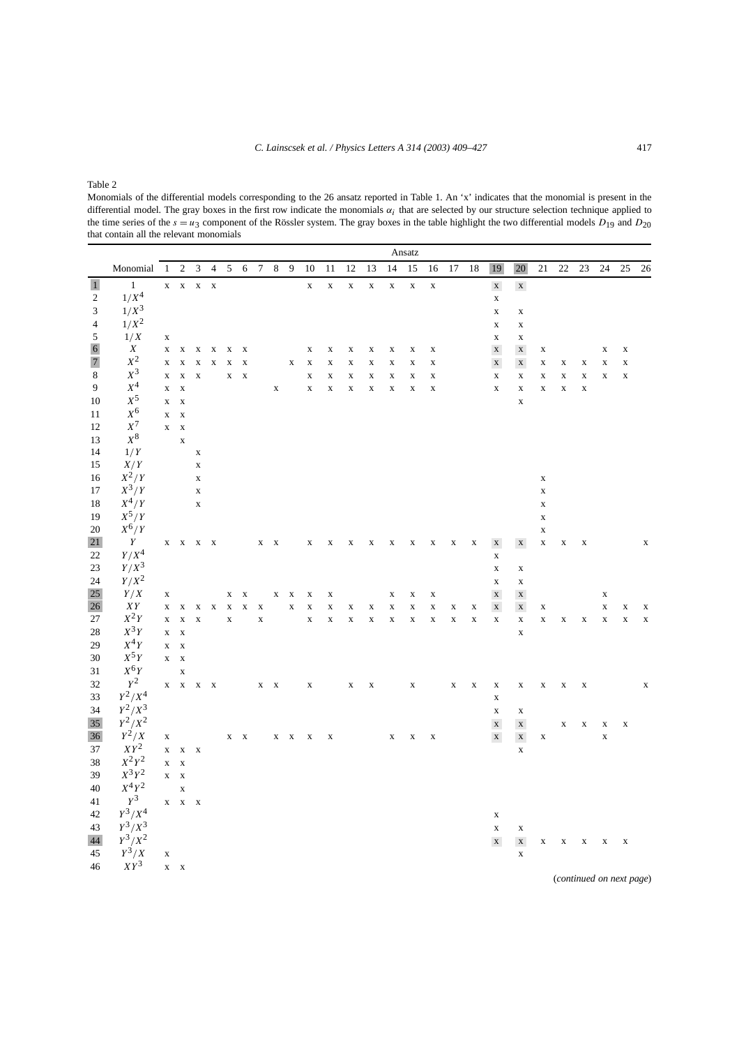Table 2

Monomials of the differential models corresponding to the 26 ansatz reported in Table 1. An 'x' indicates that the monomial is present in the differential model. The gray boxes in the first row indicate the monomials $\alpha_i$ that are selected by our structure selection technique applied to the time series of the $s = u_3$ component of the Rössler system. The gray boxes in the table highlight the two differential models $D_{19}$ and $D_{20}$ that contain all the relevant monomials

| | Monomial | Ansatz | | | | | | | | | | | | | | | | | | | | | | | | | |
|---|---|---|---|---|---|---|---|---|---|---|---|---|---|---|---|---|---|---|---|---|---|---|---|---|---|---|---|
| | | 1 | 2 | 3 | 4 | 5 | 6 | 7 | 8 | 9 | 10 | 11 | 12 | 13 | 14 | 15 | 16 | 17 | 18 | 19 | 20 | 21 | 22 | 23 | 24 | 25 | 26 |
| 1 | $1$ | x | x | x | x | | | | | | x | x | x | x | x | x | x | | | x | x | | | | | | |
| 2 | $1/X^4$ | | | | | | | | | | | | | | | | | | | x | | | | | | | |
| 3 | $1/X^3$ | | | | | | | | | | | | | | | | | | | x | x | | | | | | |
| 4 | $1/X^2$ | | | | | | | | | | | | | | | | | | | x | x | | | | | | |
| 5 | $1/X$ | x | | | | | | | | | | | | | | | | | | x | x | | | | | | |
| 6 | $X$ | x | x | x | x | x | x | | | | x | x | x | x | x | x | x | | | x | x | x | | | x | x | |
| 7 | $X^2$ | x | x | x | x | x | x | | | x | x | x | x | x | x | x | x | | | x | x | x | x | x | x | x | |
| 8 | $X^3$ | x | x | x | | x | x | | | | x | x | x | x | x | x | x | | | x | x | x | x | x | x | x | |
| 9 | $X^4$ | x | x | | | | | | x | | x | x | x | x | x | x | x | | | x | x | x | x | x | | | |
| 10 | $X^5$ | x | x | | | | | | | | | | | | | | | | | | x | | | | | | |
| 11 | $X^6$ | x | x | | | | | | | | | | | | | | | | | | | | | | | | |
| 12 | $X^7$ | x | x | | | | | | | | | | | | | | | | | | | | | | | | |
| 13 | $X^8$ | | x | | | | | | | | | | | | | | | | | | | | | | | | |
| 14 | $1/Y$ | | | x | | | | | | | | | | | | | | | | | | | | | | | |
| 15 | $X/Y$ | | | x | | | | | | | | | | | | | | | | | | | | | | | |
| 16 | $X^2/Y$ | | | x | | | | | | | | | | | | | | | | | | x | | | | | |
| 17 | $X^3/Y$ | | | x | | | | | | | | | | | | | | | | | | x | | | | | |
| 18 | $X^4/Y$ | | | x | | | | | | | | | | | | | | | | | | x | | | | | |
| 19 | $X^5/Y$ | | | | | | | | | | | | | | | | | | | | | x | | | | | |
| 20 | $X^6/Y$ | | | | | | | | | | | | | | | | | | | | | x | | | | | |
| 21 | $Y$ | x | x | x | x | | | x | x | | x | x | x | x | x | x | x | x | x | x | x | x | x | x | | | x |
| 22 | $Y/X^4$ | | | | | | | | | | | | | | | | | | | x | | | | | | | |
| 23 | $Y/X^3$ | | | | | | | | | | | | | | | | | | | x | x | | | | | | |
| 24 | $Y/X^2$ | | | | | | | | | | | | | | | | | | | x | x | | | | | | |
| 25 | $Y/X$ | x | | | | x | x | | x | x | x | x | | | x | x | x | | | x | x | | | | x | | |
| 26 | $XY$ | x | x | x | x | x | x | x | | x | x | x | x | x | x | x | x | x | x | x | x | x | | | x | x | x |
| 27 | $X^2Y$ | x | x | x | | x | | x | | | x | x | x | x | x | x | x | x | x | x | x | x | x | x | x | x | x |
| 28 | $X^3Y$ | x | x | | | | | | | | | | | | | | | | | | x | | | | | | |
| 29 | $X^4Y$ | x | x | | | | | | | | | | | | | | | | | | | | | | | | |
| 30 | $X^5Y$ | x | x | | | | | | | | | | | | | | | | | | | | | | | | |
| 31 | $X^6Y$ | | x | | | | | | | | | | | | | | | | | | | | | | | | |
| 32 | $Y^2$ | x | x | x | x | | | x | x | | x | | x | x | | x | | x | x | x | x | x | x | x | | | x |
| 33 | $Y^2/X^4$ | | | | | | | | | | | | | | | | | | | x | | | | | | | |
| 34 | $Y^2/X^3$ | | | | | | | | | | | | | | | | | | | x | x | | | | | | |
| 35 | $Y^2/X^2$ | | | | | | | | | | | | | | | | | | | x | x | | x | x | x | x | |
| 36 | $Y^2/X$ | x | | | | x | x | | x | x | x | x | | | x | x | x | | | x | x | x | | | x | | |
| 37 | $XY^2$ | x | x | x | | | | | | | | | | | | | | | | | x | | | | | | |
| 38 | $X^2Y^2$ | x | x | | | | | | | | | | | | | | | | | | | | | | | | |
| 39 | $X^3Y^2$ | x | x | | | | | | | | | | | | | | | | | | | | | | | | |
| 40 | $X^4Y^2$ | | x | | | | | | | | | | | | | | | | | | | | | | | | |
| 41 | $Y^3$ | x | x | x | | | | | | | | | | | | | | | | | | | | | | | |
| 42 | $Y^3/X^4$ | | | | | | | | | | | | | | | | | | | x | | | | | | | |
| 43 | $Y^3/X^3$ | | | | | | | | | | | | | | | | | | | x | x | | | | | | |
| 44 | $Y^3/X^2$ | | | | | | | | | | | | | | | | | | | x | x | x | x | x | x | x | |
| 45 | $Y^3/X$ | x | | | | | | | | | | | | | | | | | | | x | | | | | | |
| 46 | $XY^3$ | x | x | | | | | | | | | | | | | | | | | | | | | | | | |

(*continued on next page*)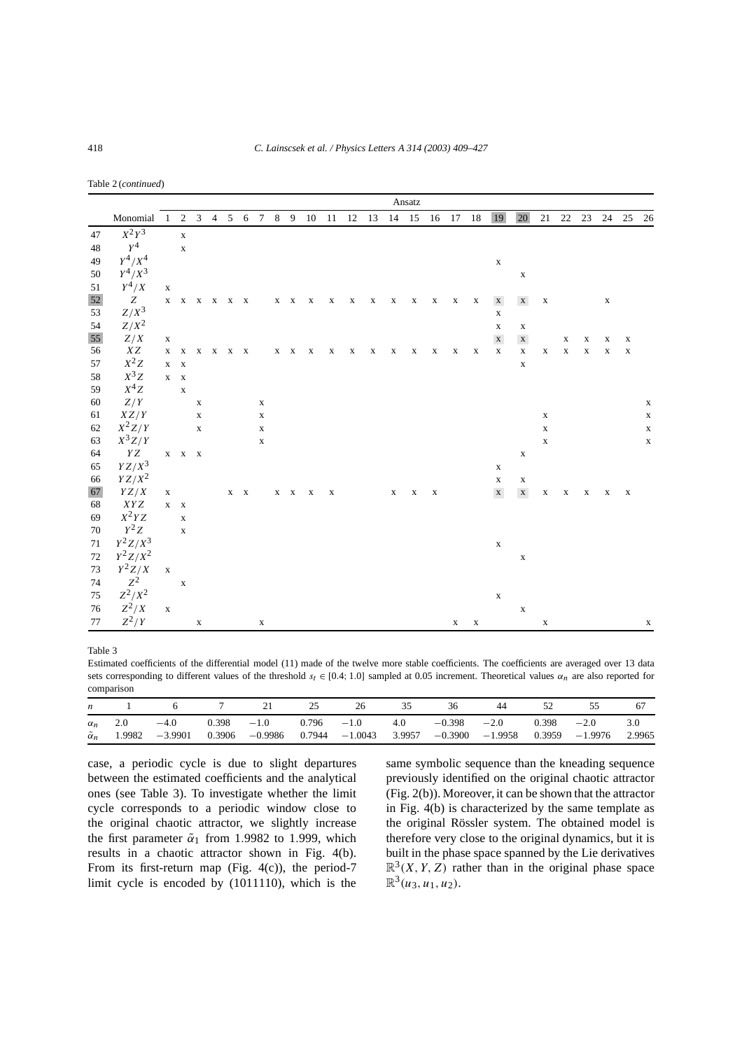Table 2 (*continued*)

| | | Ansatz | | | | | | | | | | | | | | | | | | | | | | | | | |
|---|---|---|---|---|---|---|---|---|---|---|---|---|---|---|---|---|---|---|---|---|---|---|---|---|---|---|---|
| | Monomial | 1 | 2 | 3 | 4 | 5 | 6 | 7 | 8 | 9 | 10 | 11 | 12 | 13 | 14 | 15 | 16 | 17 | 18 | 19 | 20 | 21 | 22 | 23 | 24 | 25 | 26 |
| 47 | $X^2Y^3$ | | x | | | | | | | | | | | | | | | | | | | | | | | | |
| 48 | $Y^4$ | | x | | | | | | | | | | | | | | | | | | | | | | | | |
| 49 | $Y^4/X^4$ | | | | | | | | | | | | | | | | | | | x | | | | | | | |
| 50 | $Y^4/X^3$ | | | | | | | | | | | | | | | | | | | | x | | | | | | |
| 51 | $Y^4/X$ | x | | | | | | | | | | | | | | | | | | | | | | | | | |
| 52 | $Z$ | x | x | x | x | x | x | | x | x | x | x | x | x | x | x | x | x | x | x | x | x | | | x | | |
| 53 | $Z/X^3$ | | | | | | | | | | | | | | | | | | | x | | | | | | | |
| 54 | $Z/X^2$ | | | | | | | | | | | | | | | | | | | x | x | | | | | | |
| 55 | $Z/X$ | x | | | | | | | | | | | | | | | | | | x | x | | x | x | x | x | |
| 56 | $XZ$ | x | x | x | x | x | x | | x | x | x | x | x | x | x | x | x | x | x | x | x | x | x | x | x | x | |
| 57 | $X^2Z$ | x | x | | | | | | | | | | | | | | | | | | x | | | | | | |
| 58 | $X^3Z$ | x | x | | | | | | | | | | | | | | | | | | | | | | | | |
| 59 | $X^4Z$ | | x | | | | | | | | | | | | | | | | | | | | | | | | |
| 60 | $Z/Y$ | | | x | | | | x | | | | | | | | | | | | | | | | | | | x |
| 61 | $XZ/Y$ | | | x | | | | x | | | | | | | | | | | | | | x | | | | | x |
| 62 | $X^2Z/Y$ | | | x | | | | x | | | | | | | | | | | | | | x | | | | | x |
| 63 | $X^3Z/Y$ | | | | | | | x | | | | | | | | | | | | | | x | | | | | x |
| 64 | $YZ$ | x | x | x | | | | | | | | | | | | | | | | | x | | | | | | |
| 65 | $YZ/X^3$ | | | | | | | | | | | | | | | | | | | x | | | | | | | |
| 66 | $YZ/X^2$ | | | | | | | | | | | | | | | | | | | x | x | | | | | | |
| 67 | $YZ/X$ | x | | | | x | x | | x | x | x | x | | | x | x | x | | | x | x | x | x | x | x | x | |
| 68 | $XYZ$ | x | x | | | | | | | | | | | | | | | | | | | | | | | | |
| 69 | $X^2YZ$ | | x | | | | | | | | | | | | | | | | | | | | | | | | |
| 70 | $Y^2Z$ | | x | | | | | | | | | | | | | | | | | | | | | | | | |
| 71 | $Y^2Z/X^3$ | | | | | | | | | | | | | | | | | | | x | | | | | | | |
| 72 | $Y^2Z/X^2$ | | | | | | | | | | | | | | | | | | | | x | | | | | | |
| 73 | $Y^2Z/X$ | x | | | | | | | | | | | | | | | | | | | | | | | | | |
| 74 | $Z^2$ | | x | | | | | | | | | | | | | | | | | | | | | | | | |
| 75 | $Z^2/X^2$ | | | | | | | | | | | | | | | | | | | x | | | | | | | |
| 76 | $Z^2/X$ | x | | | | | | | | | | | | | | | | | | | x | | | | | | |
| 77 | $Z^2/Y$ | | | x | | | | x | | | | | | | | | | x | x | | | x | | | | | x |

Table 3

Estimated coefficients of the differential model (11) made of the twelve more stable coefficients. The coefficients are averaged over 13 data sets corresponding to different values of the threshold $s_t \in [0.4; 1.0]$ sampled at 0.05 increment. Theoretical values $\alpha_n$ are also reported for comparison

| $n$ | 1 | 6 | 7 | 21 | 25 | 26 | 35 | 36 | 44 | 52 | 55 | 67 |
|---|---|---|---|---|---|---|---|---|---|---|---|---|
| $\alpha_n$ | 2.0 | $-4.0$ | 0.398 | $-1.0$ | 0.796 | $-1.0$ | 4.0 | $-0.398$ | $-2.0$ | 0.398 | $-2.0$ | 3.0 |
| $\tilde{\alpha}_n$ | 1.9982 | $-3.9901$ | 0.3906 | $-0.9986$ | 0.7944 | $-1.0043$ | 3.9957 | $-0.3900$ | $-1.9958$ | 0.3959 | $-1.9976$ | 2.9965 |

case, a periodic cycle is due to slight departures between the estimated coefficients and the analytical ones (see Table 3). To investigate whether the limit cycle corresponds to a periodic window close to the original chaotic attractor, we slightly increase the first parameter $\tilde{\alpha}_1$ from 1.9982 to 1.999, which results in a chaotic attractor shown in Fig. 4(b). From its first-return map (Fig. 4(c)), the period-7 limit cycle is encoded by (1011110), which is the same symbolic sequence than the kneading sequence previously identified on the original chaotic attractor (Fig. 2(b)). Moreover, it can be shown that the attractor in Fig. 4(b) is characterized by the same template as the original Rössler system. The obtained model is therefore very close to the original dynamics, but it is built in the phase space spanned by the Lie derivatives $\mathbb{R}^3(X, Y, Z)$ rather than in the original phase space $\mathbb{R}^3(u_3, u_1, u_2)$.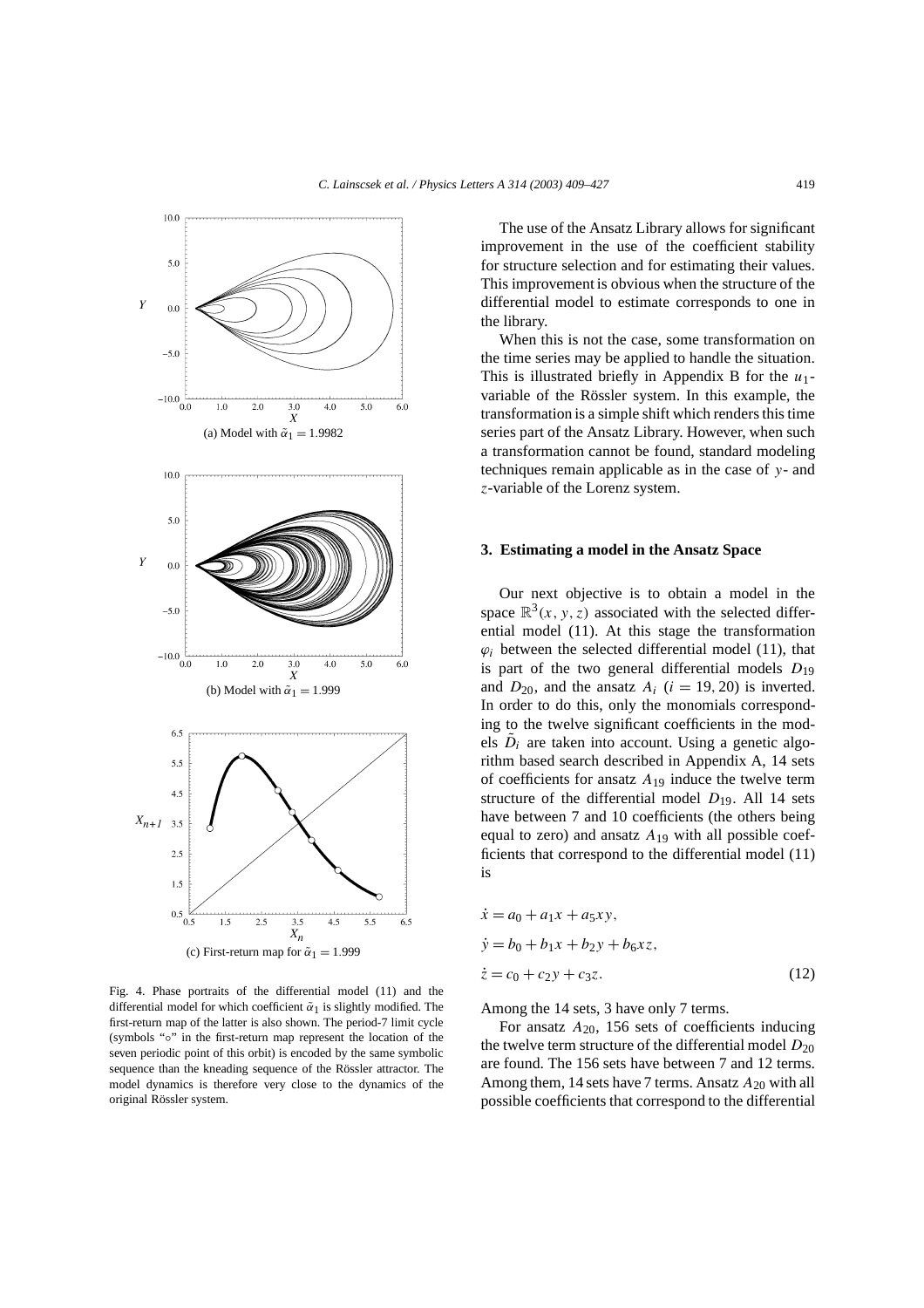Fig. 4. Phase portraits of the differential model (11) and the differential model for which coefficient $\tilde{\alpha}_1$ is slightly modified. The first-return map of the latter is also shown. The period-7 limit cycle (symbols "∘" in the first-return map represent the location of the seven periodic point of this orbit) is encoded by the same symbolic sequence than the kneading sequence of the Rössler attractor. The model dynamics is therefore very close to the dynamics of the original Rössler system.

(a) Model with $\tilde{\alpha}_1 = 1.9982$

(b) Model with $\tilde{\alpha}_1 = 1.999$

(c) First-return map for $\tilde{\alpha}_1 = 1.999$

The use of the Ansatz Library allows for significant improvement in the use of the coefficient stability for structure selection and for estimating their values. This improvement is obvious when the structure of the differential model to estimate corresponds to one in the library.

When this is not the case, some transformation on the time series may be applied to handle the situation. This is illustrated briefly in Appendix B for the $u_1$-variable of the Rössler system. In this example, the transformation is a simple shift which renders this time series part of the Ansatz Library. However, when such a transformation cannot be found, standard modeling techniques remain applicable as in the case of $y$- and $z$-variable of the Lorenz system.

## 3. Estimating a model in the Ansatz Space

Our next objective is to obtain a model in the space $\mathbb{R}^3(x, y, z)$ associated with the selected differential model (11). At this stage the transformation $\varphi_i$ between the selected differential model (11), that is part of the two general differential models $D_{19}$ and $D_{20}$, and the ansatz $A_i$ ($i = 19, 20$) is inverted. In order to do this, only the monomials corresponding to the twelve significant coefficients in the models $\tilde{D}_i$ are taken into account. Using a genetic algorithm based search described in Appendix A, 14 sets of coefficients for ansatz $A_{19}$ induce the twelve term structure of the differential model $D_{19}$. All 14 sets have between 7 and 10 coefficients (the others being equal to zero) and ansatz $A_{19}$ with all possible coefficients that correspond to the differential model (11) is

$$
\begin{aligned}
\dot{x} &= a_0 + a_1 x + a_5 xy, \\
\dot{y} &= b_0 + b_1 x + b_2 y + b_6 xz, \\
\dot{z} &= c_0 + c_2 y + c_3 z.
\end{aligned}
\tag{12}
$$

Among the 14 sets, 3 have only 7 terms.

For ansatz $A_{20}$, 156 sets of coefficients inducing the twelve term structure of the differential model $D_{20}$ are found. The 156 sets have between 7 and 12 terms. Among them, 14 sets have 7 terms. Ansatz $A_{20}$ with all possible coefficients that correspond to the differential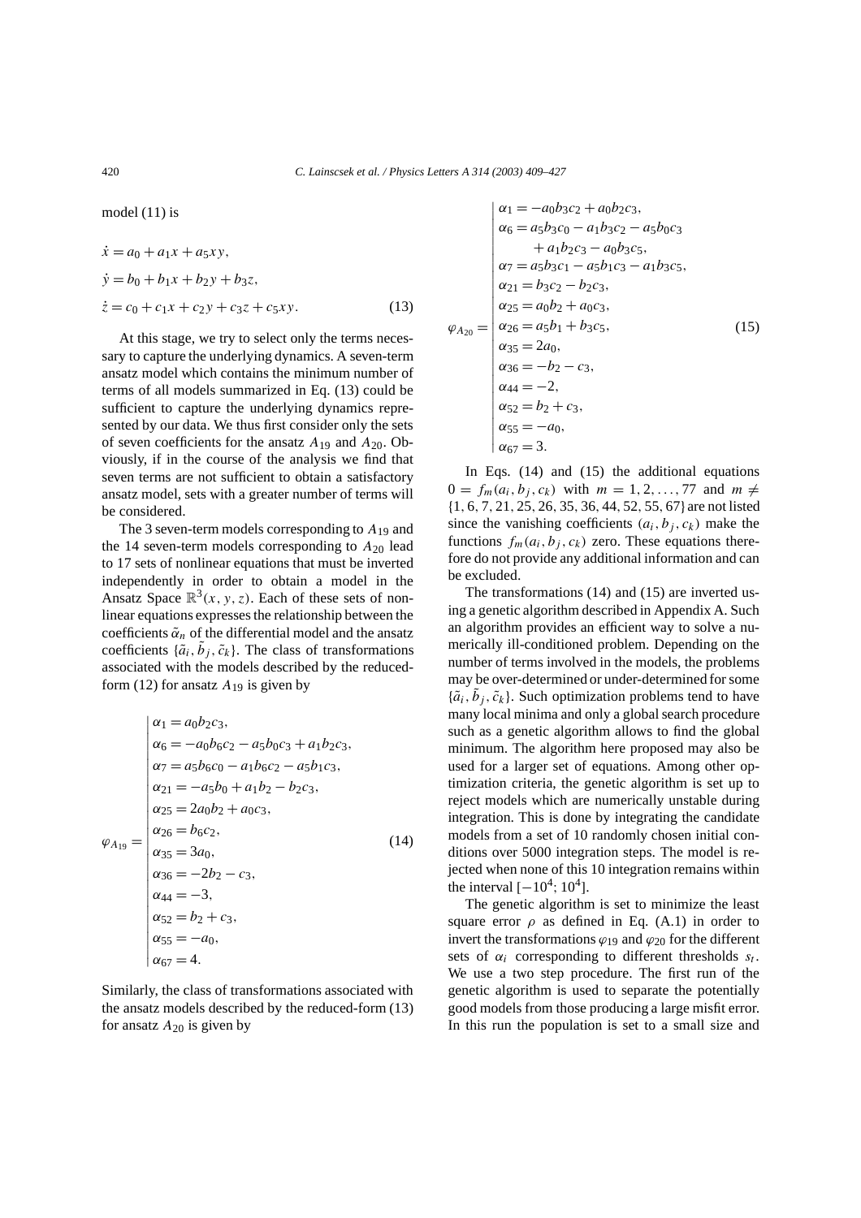model (11) is

$$
\begin{aligned}
\dot{x} &= a_0 + a_1 x + a_5 xy, \\
\dot{y} &= b_0 + b_1 x + b_2 y + b_3 z, \\
\dot{z} &= c_0 + c_1 x + c_2 y + c_3 z + c_5 xy.
\end{aligned} \tag{13}
$$

At this stage, we try to select only the terms necessary to capture the underlying dynamics. A seven-term ansatz model which contains the minimum number of terms of all models summarized in Eq. (13) could be sufficient to capture the underlying dynamics represented by our data. We thus first consider only the sets of seven coefficients for the ansatz $A_{19}$ and $A_{20}$. Obviously, if in the course of the analysis we find that seven terms are not sufficient to obtain a satisfactory ansatz model, sets with a greater number of terms will be considered.

The 3 seven-term models corresponding to $A_{19}$ and the 14 seven-term models corresponding to $A_{20}$ lead to 17 sets of nonlinear equations that must be inverted independently in order to obtain a model in the Ansatz Space $\mathbb{R}^3(x, y, z)$. Each of these sets of nonlinear equations expresses the relationship between the coefficients $\tilde{\alpha}_n$ of the differential model and the ansatz coefficients $\{\tilde{a}_i, \tilde{b}_j, \tilde{c}_k\}$. The class of transformations associated with the models described by the reduced-form (12) for ansatz $A_{19}$ is given by

$$
\varphi_{A_{19}} = \left|
\begin{aligned}
&\alpha_1 = a_0 b_2 c_3, \\
&\alpha_6 = -a_0 b_6 c_2 - a_5 b_0 c_3 + a_1 b_2 c_3, \\
&\alpha_7 = a_5 b_6 c_0 - a_1 b_6 c_2 - a_5 b_1 c_3, \\
&\alpha_{21} = -a_5 b_0 + a_1 b_2 - b_2 c_3, \\
&\alpha_{25} = 2a_0 b_2 + a_0 c_3, \\
&\alpha_{26} = b_6 c_2, \\
&\alpha_{35} = 3a_0, \\
&\alpha_{36} = -2b_2 - c_3, \\
&\alpha_{44} = -3, \\
&\alpha_{52} = b_2 + c_3, \\
&\alpha_{55} = -a_0, \\
&\alpha_{67} = 4.
\end{aligned}
\right. \tag{14}
$$

Similarly, the class of transformations associated with the ansatz models described by the reduced-form (13) for ansatz $A_{20}$ is given by

$$
\varphi_{A_{20}} = \left|
\begin{aligned}
&\alpha_1 = -a_0 b_3 c_2 + a_0 b_2 c_3, \\
&\alpha_6 = a_5 b_3 c_0 - a_1 b_3 c_2 - a_5 b_0 c_3 \\
&\qquad + a_1 b_2 c_3 - a_0 b_3 c_5, \\
&\alpha_7 = a_5 b_3 c_1 - a_5 b_1 c_3 - a_1 b_3 c_5, \\
&\alpha_{21} = b_3 c_2 - b_2 c_3, \\
&\alpha_{25} = a_0 b_2 + a_0 c_3, \\
&\alpha_{26} = a_5 b_1 + b_3 c_5, \\
&\alpha_{35} = 2a_0, \\
&\alpha_{36} = -b_2 - c_3, \\
&\alpha_{44} = -2, \\
&\alpha_{52} = b_2 + c_3, \\
&\alpha_{55} = -a_0, \\
&\alpha_{67} = 3.
\end{aligned}
\right. \tag{15}
$$

In Eqs. (14) and (15) the additional equations $0 = f_m(a_i, b_j, c_k)$ with $m = 1, 2, \ldots, 77$ and $m \neq \{1, 6, 7, 21, 25, 26, 35, 36, 44, 52, 55, 67\}$ are not listed since the vanishing coefficients $(a_i, b_j, c_k)$ make the functions $f_m(a_i, b_j, c_k)$ zero. These equations therefore do not provide any additional information and can be excluded.

The transformations (14) and (15) are inverted using a genetic algorithm described in Appendix A. Such an algorithm provides an efficient way to solve a numerically ill-conditioned problem. Depending on the number of terms involved in the models, the problems may be over-determined or under-determined for some $\{\tilde{a}_i, \tilde{b}_j, \tilde{c}_k\}$. Such optimization problems tend to have many local minima and only a global search procedure such as a genetic algorithm allows to find the global minimum. The algorithm here proposed may also be used for a larger set of equations. Among other optimization criteria, the genetic algorithm is set up to reject models which are numerically unstable during integration. This is done by integrating the candidate models from a set of 10 randomly chosen initial conditions over 5000 integration steps. The model is rejected when none of this 10 integration remains within the interval $[-10^4; 10^4]$.

The genetic algorithm is set to minimize the least square error $\rho$ as defined in Eq. (A.1) in order to invert the transformations $\varphi_{19}$ and $\varphi_{20}$ for the different sets of $\alpha_i$ corresponding to different thresholds $s_t$. We use a two step procedure. The first run of the genetic algorithm is used to separate the potentially good models from those producing a large misfit error. In this run the population is set to a small size and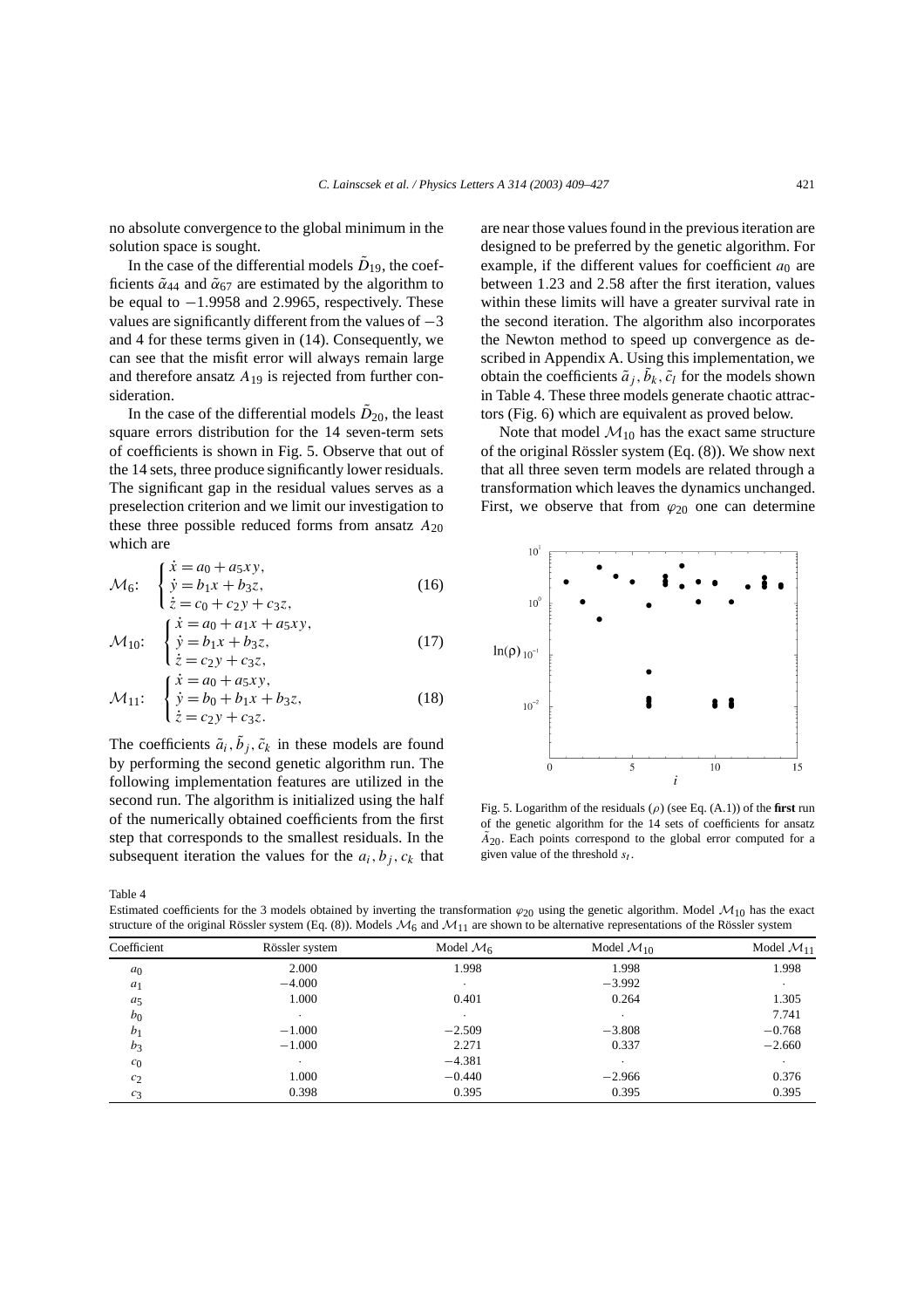no absolute convergence to the global minimum in the solution space is sought.

In the case of the differential models $\tilde{D}_{19}$, the coefficients $\tilde{\alpha}_{44}$ and $\tilde{\alpha}_{67}$ are estimated by the algorithm to be equal to $-1.9958$ and $2.9965$, respectively. These values are significantly different from the values of $-3$ and $4$ for these terms given in (14). Consequently, we can see that the misfit error will always remain large and therefore ansatz $A_{19}$ is rejected from further consideration.

In the case of the differential models $\tilde{D}_{20}$, the least square errors distribution for the 14 seven-term sets of coefficients is shown in Fig. 5. Observe that out of the 14 sets, three produce significantly lower residuals. The significant gap in the residual values serves as a preselection criterion and we limit our investigation to these three possible reduced forms from ansatz $A_{20}$ which are

$$\mathcal{M}_6: \quad \begin{cases} \dot{x} = a_0 + a_5 xy, \\ \dot{y} = b_1 x + b_3 z, \\ \dot{z} = c_0 + c_2 y + c_3 z, \end{cases} \tag{16}$$

$$\mathcal{M}_{10}: \quad \begin{cases} \dot{x} = a_0 + a_1 x + a_5 xy, \\ \dot{y} = b_1 x + b_3 z, \\ \dot{z} = c_2 y + c_3 z, \end{cases} \tag{17}$$

$$\mathcal{M}_{11}: \quad \begin{cases} \dot{x} = a_0 + a_5 xy, \\ \dot{y} = b_0 + b_1 x + b_3 z, \\ \dot{z} = c_2 y + c_3 z. \end{cases} \tag{18}$$

The coefficients $\tilde{a}_i, \tilde{b}_j, \tilde{c}_k$ in these models are found by performing the second genetic algorithm run. The following implementation features are utilized in the second run. The algorithm is initialized using the half of the numerically obtained coefficients from the first step that corresponds to the smallest residuals. In the subsequent iteration the values for the $a_i, b_j, c_k$ that are near those values found in the previous iteration are designed to be preferred by the genetic algorithm. For example, if the different values for coefficient $a_0$ are between 1.23 and 2.58 after the first iteration, values within these limits will have a greater survival rate in the second iteration. The algorithm also incorporates the Newton method to speed up convergence as described in Appendix A. Using this implementation, we obtain the coefficients $\tilde{a}_j, \tilde{b}_k, \tilde{c}_l$ for the models shown in Table 4. These three models generate chaotic attractors (Fig. 6) which are equivalent as proved below.

Note that model $\mathcal{M}_{10}$ has the exact same structure of the original Rössler system (Eq. (8)). We show next that all three seven term models are related through a transformation which leaves the dynamics unchanged. First, we observe that from $\varphi_{20}$ one can determine

Fig. 5. Logarithm of the residuals ($\rho$) (see Eq. (A.1)) of the **first** run of the genetic algorithm for the 14 sets of coefficients for ansatz $\tilde{A}_{20}$. Each points correspond to the global error computed for a given value of the threshold $s_l$.

Table 4

Estimated coefficients for the 3 models obtained by inverting the transformation $\varphi_{20}$ using the genetic algorithm. Model $\mathcal{M}_{10}$ has the exact structure of the original Rössler system (Eq. (8)). Models $\mathcal{M}_6$ and $\mathcal{M}_{11}$ are shown to be alternative representations of the Rössler system

| Coefficient | Rössler system | Model $\mathcal{M}_6$ | Model $\mathcal{M}_{10}$ | Model $\mathcal{M}_{11}$ |
|---|---|---|---|---|
| $a_0$ | 2.000 | 1.998 | 1.998 | 1.998 |
| $a_1$ | $-4.000$ | · | $-3.992$ | · |
| $a_5$ | 1.000 | 0.401 | 0.264 | 1.305 |
| $b_0$ | · | · | · | 7.741 |
| $b_1$ | $-1.000$ | $-2.509$ | $-3.808$ | $-0.768$ |
| $b_3$ | $-1.000$ | 2.271 | 0.337 | $-2.660$ |
| $c_0$ | · | $-4.381$ | · | · |
| $c_2$ | 1.000 | $-0.440$ | $-2.966$ | 0.376 |
| $c_3$ | 0.398 | 0.395 | 0.395 | 0.395 |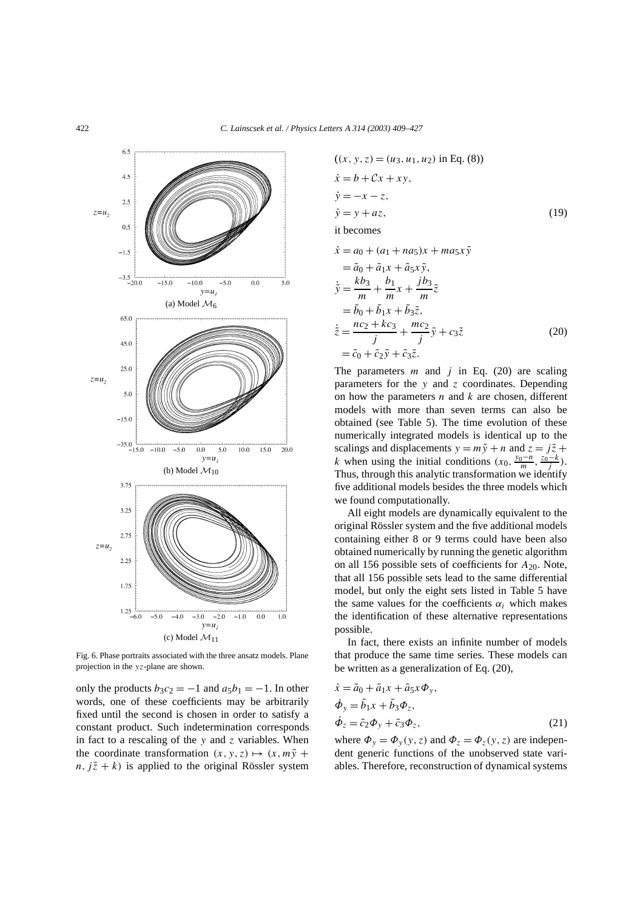Fig. 6. Phase portraits associated with the three ansatz models. Plane projection in the $yz$-plane are shown.

(a) Model $\mathcal{M}_6$

(b) Model $\mathcal{M}_{10}$

(c) Model $\mathcal{M}_{11}$

only the products $b_3c_2 = -1$ and $a_5b_1 = -1$. In other words, one of these coefficients may be arbitrarily fixed until the second is chosen in order to satisfy a constant product. Such indetermination corresponds in fact to a rescaling of the $y$ and $z$ variables. When the coordinate transformation $(x, y, z) \mapsto (x, m\tilde{y} + n, j\tilde{z} + k)$ is applied to the original Rössler system ($(x, y, z) = (u_3, u_1, u_2)$ in Eq. (8))

$$
\begin{aligned}
\dot{x} &= b + \mathcal{C}x + xy, \\
\dot{y} &= -x - z, \\
\dot{y} &= y + az,
\end{aligned}
\tag{19}
$$

it becomes

$$
\begin{aligned}
\dot{x} &= a_0 + (a_1 + na_5)x + ma_5x\tilde{y} \\
&= \tilde{a}_0 + \tilde{a}_1x + \tilde{a}_5x\tilde{y}, \\
\dot{\tilde{y}} &= \frac{kb_3}{m} + \frac{b_1}{m}x + \frac{jb_3}{m}\tilde{z} \\
&= \tilde{b}_0 + \tilde{b}_1x + \tilde{b}_3\tilde{z}, \\
\dot{\tilde{z}} &= \frac{nc_2 + kc_3}{j} + \frac{mc_2}{j}\tilde{y} + c_3\tilde{z} \\
&= \tilde{c}_0 + \tilde{c}_2\tilde{y} + \tilde{c}_3\tilde{z}.
\end{aligned}
\tag{20}
$$

The parameters $m$ and $j$ in Eq. (20) are scaling parameters for the $y$ and $z$ coordinates. Depending on how the parameters $n$ and $k$ are chosen, different models with more than seven terms can also be obtained (see Table 5). The time evolution of these numerically integrated models is identical up to the scalings and displacements $y = m\tilde{y} + n$ and $z = j\tilde{z} + k$ when using the initial conditions $(x_0, \frac{y_0-n}{m}, \frac{z_0-k}{j})$. Thus, through this analytic transformation we identify five additional models besides the three models which we found computationally.

All eight models are dynamically equivalent to the original Rössler system and the five additional models containing either 8 or 9 terms could have been also obtained numerically by running the genetic algorithm on all 156 possible sets of coefficients for $A_{20}$. Note, that all 156 possible sets lead to the same differential model, but only the eight sets listed in Table 5 have the same values for the coefficients $\alpha_i$ which makes the identification of these alternative representations possible.

In fact, there exists an infinite number of models that produce the same time series. These models can be written as a generalization of Eq. (20),

$$
\begin{aligned}
\dot{x} &= \tilde{a}_0 + \tilde{a}_1x + \tilde{a}_5x\Phi_y, \\
\dot{\Phi}_y &= \tilde{b}_1x + \tilde{b}_3\Phi_z, \\
\dot{\Phi}_z &= \tilde{c}_2\Phi_y + \tilde{c}_3\Phi_z,
\end{aligned}
\tag{21}
$$

where $\Phi_y = \Phi_y(y, z)$ and $\Phi_z = \Phi_z(y, z)$ are independent generic functions of the unobserved state variables. Therefore, reconstruction of dynamical systems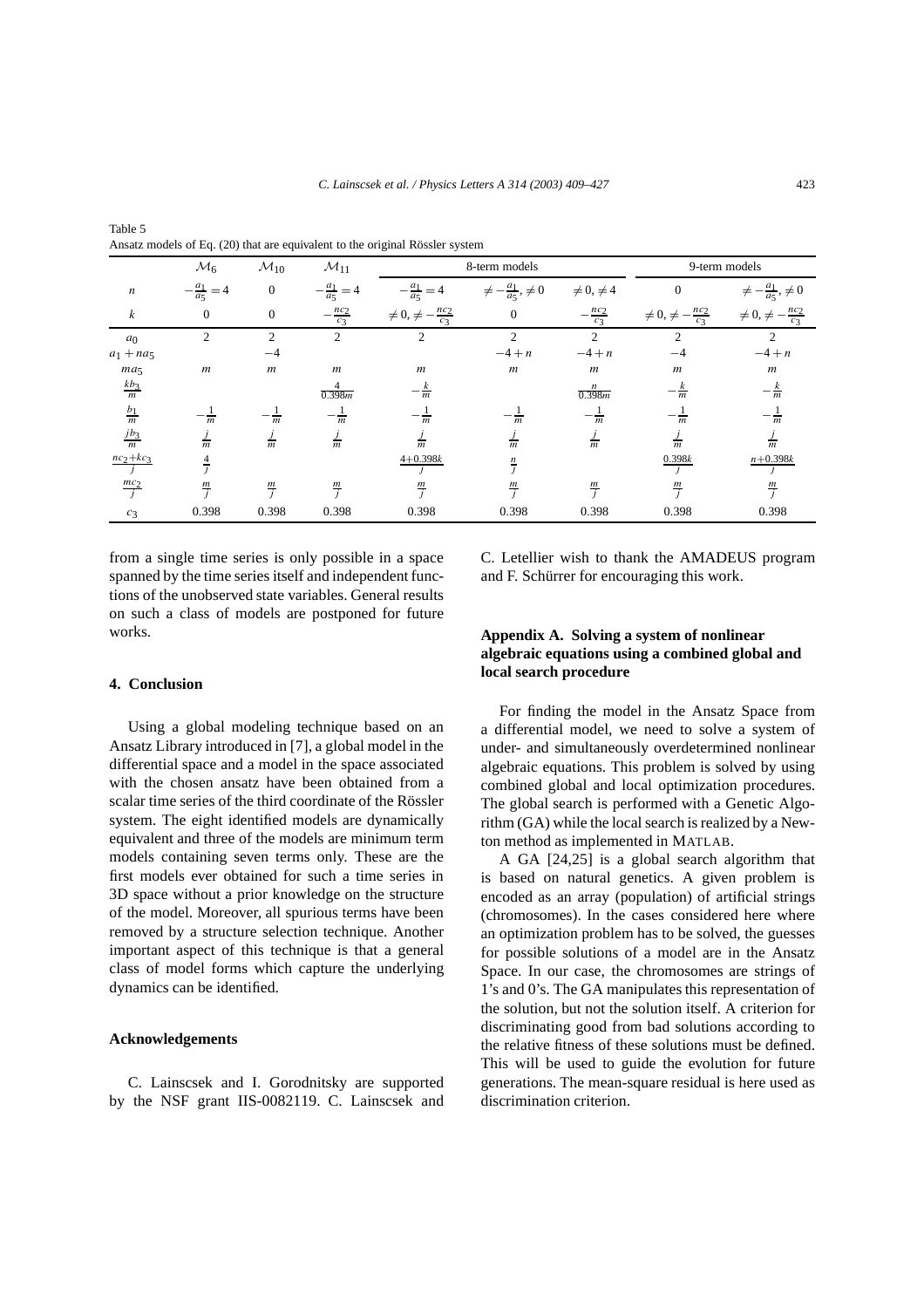Table 5
Ansatz models of Eq. (20) that are equivalent to the original Rössler system

| | $\mathcal{M}_6$ | $\mathcal{M}_{10}$ | $\mathcal{M}_{11}$ | 8-term models | | | 9-term models | |
|---|---|---|---|---|---|---|---|---|
| $n$ | $-\frac{a_1}{a_5}=4$ | 0 | $-\frac{a_1}{a_5}=4$ | $-\frac{a_1}{a_5}=4$ | $\neq -\frac{a_1}{a_5}, \neq 0$ | $\neq 0, \neq 4$ | 0 | $\neq -\frac{a_1}{a_5}, \neq 0$ |
| $k$ | 0 | 0 | $-\frac{nc_2}{c_3}$ | $\neq 0, \neq -\frac{nc_2}{c_3}$ | 0 | $-\frac{nc_2}{c_3}$ | $\neq 0, \neq -\frac{nc_2}{c_3}$ | $\neq 0, \neq -\frac{nc_2}{c_3}$ |
| $a_0$ | 2 | 2 | 2 | 2 | 2 | 2 | 2 | 2 |
| $a_1 + na_5$ | | $-4$ | | | $-4+n$ | $-4+n$ | $-4$ | $-4+n$ |
| $ma_5$ | $m$ | $m$ | $m$ | $m$ | $m$ | $m$ | $m$ | $m$ |
| $\frac{kb_3}{m}$ | | | $\frac{4}{0.398m}$ | $-\frac{k}{m}$ | | $\frac{n}{0.398m}$ | $-\frac{k}{m}$ | $-\frac{k}{m}$ |
| $\frac{b_1}{m}$ | $-\frac{1}{m}$ | $-\frac{1}{m}$ | $-\frac{1}{m}$ | $-\frac{1}{m}$ | $-\frac{1}{m}$ | $-\frac{1}{m}$ | $-\frac{1}{m}$ | $-\frac{1}{m}$ |
| $\frac{jb_3}{m}$ | $\frac{j}{m}$ | $\frac{j}{m}$ | $\frac{j}{m}$ | $\frac{j}{m}$ | $\frac{j}{m}$ | $\frac{j}{m}$ | $\frac{j}{m}$ | $\frac{j}{m}$ |
| $\frac{nc_2+kc_3}{j}$ | $\frac{4}{j}$ | | | $\frac{4+0.398k}{j}$ | $\frac{n}{j}$ | | $\frac{0.398k}{j}$ | $\frac{n+0.398k}{j}$ |
| $\frac{mc_2}{j}$ | $\frac{m}{j}$ | $\frac{m}{j}$ | $\frac{m}{j}$ | $\frac{m}{j}$ | $\frac{m}{j}$ | $\frac{m}{j}$ | $\frac{m}{j}$ | $\frac{m}{j}$ |
| $c_3$ | 0.398 | 0.398 | 0.398 | 0.398 | 0.398 | 0.398 | 0.398 | 0.398 |

from a single time series is only possible in a space spanned by the time series itself and independent functions of the unobserved state variables. General results on such a class of models are postponed for future works.

## 4. Conclusion

Using a global modeling technique based on an Ansatz Library introduced in [7], a global model in the differential space and a model in the space associated with the chosen ansatz have been obtained from a scalar time series of the third coordinate of the Rössler system. The eight identified models are dynamically equivalent and three of the models are minimum term models containing seven terms only. These are the first models ever obtained for such a time series in 3D space without a prior knowledge on the structure of the model. Moreover, all spurious terms have been removed by a structure selection technique. Another important aspect of this technique is that a general class of model forms which capture the underlying dynamics can be identified.

## Acknowledgements

C. Lainscsek and I. Gorodnitsky are supported by the NSF grant IIS-0082119. C. Lainscsek and C. Letellier wish to thank the AMADEUS program and F. Schürrer for encouraging this work.

## Appendix A. Solving a system of nonlinear algebraic equations using a combined global and local search procedure

For finding the model in the Ansatz Space from a differential model, we need to solve a system of under- and simultaneously overdetermined nonlinear algebraic equations. This problem is solved by using combined global and local optimization procedures. The global search is performed with a Genetic Algorithm (GA) while the local search is realized by a Newton method as implemented in MATLAB.

A GA [24,25] is a global search algorithm that is based on natural genetics. A given problem is encoded as an array (population) of artificial strings (chromosomes). In the cases considered here where an optimization problem has to be solved, the guesses for possible solutions of a model are in the Ansatz Space. In our case, the chromosomes are strings of 1's and 0's. The GA manipulates this representation of the solution, but not the solution itself. A criterion for discriminating good from bad solutions according to the relative fitness of these solutions must be defined. This will be used to guide the evolution for future generations. The mean-square residual is here used as discrimination criterion.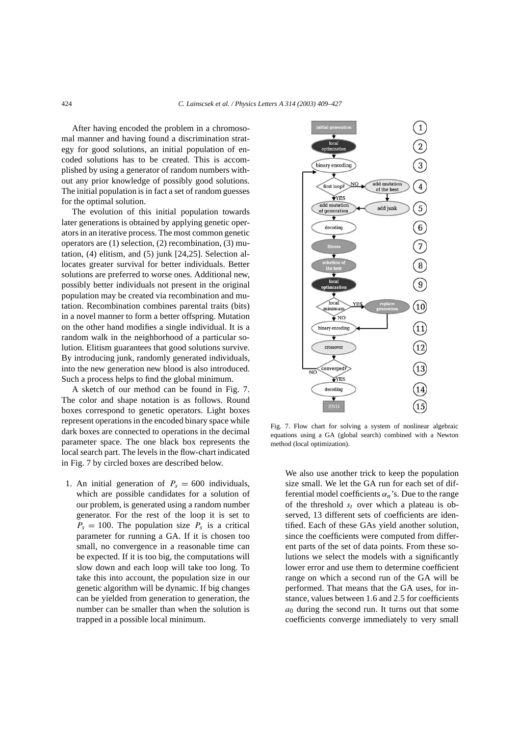After having encoded the problem in a chromosomal manner and having found a discrimination strategy for good solutions, an initial population of encoded solutions has to be created. This is accomplished by using a generator of random numbers without any prior knowledge of possibly good solutions. The initial population is in fact a set of random guesses for the optimal solution.

The evolution of this initial population towards later generations is obtained by applying genetic operators in an iterative process. The most common genetic operators are (1) selection, (2) recombination, (3) mutation, (4) elitism, and (5) junk [24,25]. Selection allocates greater survival for better individuals. Better solutions are preferred to worse ones. Additional new, possibly better individuals not present in the original population may be created via recombination and mutation. Recombination combines parental traits (bits) in a novel manner to form a better offspring. Mutation on the other hand modifies a single individual. It is a random walk in the neighborhood of a particular solution. Elitism guarantees that good solutions survive. By introducing junk, randomly generated individuals, into the new generation new blood is also introduced. Such a process helps to find the global minimum.

A sketch of our method can be found in Fig. 7. The color and shape notation is as follows. Round boxes correspond to genetic operators. Light boxes represent operations in the encoded binary space while dark boxes are connected to operations in the decimal parameter space. The one black box represents the local search part. The levels in the flow-chart indicated in Fig. 7 by circled boxes are described below.

Fig. 7. Flow chart for solving a system of nonlinear algebraic equations using a GA (global search) combined with a Newton method (local optimization).

1. An initial generation of $P_s = 600$ individuals, which are possible candidates for a solution of our problem, is generated using a random number generator. For the rest of the loop it is set to $P_s = 100$. The population size $P_s$ is a critical parameter for running a GA. If it is chosen too small, no convergence in a reasonable time can be expected. If it is too big, the computations will slow down and each loop will take too long. To take this into account, the population size in our genetic algorithm will be dynamic. If big changes can be yielded from generation to generation, the number can be smaller than when the solution is trapped in a possible local minimum.

We also use another trick to keep the population size small. We let the GA run for each set of differential model coefficients $\alpha_n$'s. Due to the range of the threshold $s_t$ over which a plateau is observed, 13 different sets of coefficients are identified. Each of these GAs yield another solution, since the coefficients were computed from different parts of the set of data points. From these solutions we select the models with a significantly lower error and use them to determine coefficient range on which a second run of the GA will be performed. That means that the GA uses, for instance, values between 1.6 and 2.5 for coefficients $a_0$ during the second run. It turns out that some coefficients converge immediately to very small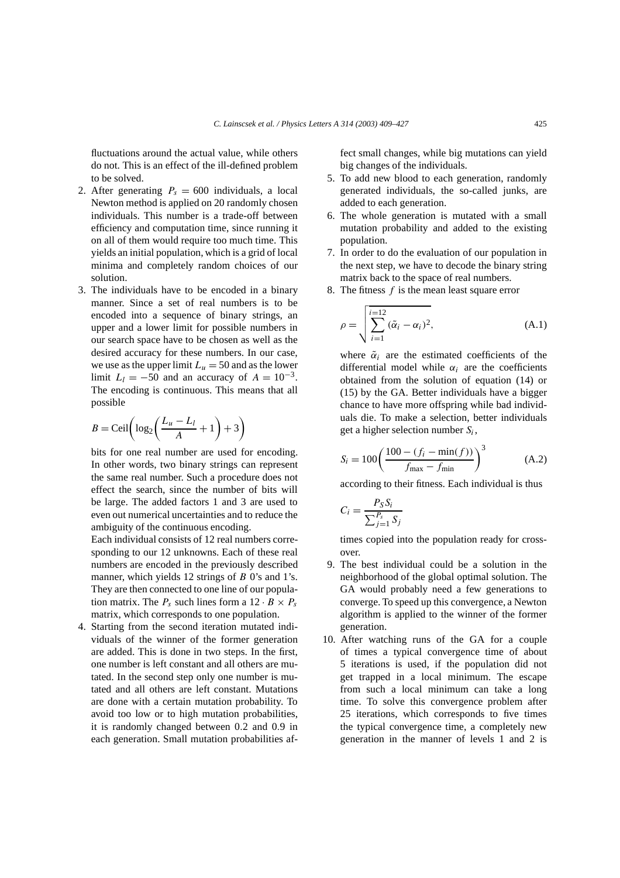fluctuations around the actual value, while others do not. This is an effect of the ill-defined problem to be solved.

2. After generating $P_s = 600$ individuals, a local Newton method is applied on 20 randomly chosen individuals. This number is a trade-off between efficiency and computation time, since running it on all of them would require too much time. This yields an initial population, which is a grid of local minima and completely random choices of our solution.
3. The individuals have to be encoded in a binary manner. Since a set of real numbers is to be encoded into a sequence of binary strings, an upper and a lower limit for possible numbers in our search space have to be chosen as well as the desired accuracy for these numbers. In our case, we use as the upper limit $L_u = 50$ and as the lower limit $L_l = -50$ and an accuracy of $A = 10^{-3}$. The encoding is continuous. This means that all possible

   $$B = \mathrm{Ceil}\left(\log_2\left(\frac{L_u - L_l}{A} + 1\right) + 3\right)$$

   bits for one real number are used for encoding. In other words, two binary strings can represent the same real number. Such a procedure does not effect the search, since the number of bits will be large. The added factors 1 and 3 are used to even out numerical uncertainties and to reduce the ambiguity of the continuous encoding.

   Each individual consists of 12 real numbers corresponding to our 12 unknowns. Each of these real numbers are encoded in the previously described manner, which yields 12 strings of $B$ 0's and 1's. They are then connected to one line of our population matrix. The $P_s$ such lines form a $12 \cdot B \times P_s$ matrix, which corresponds to one population.
4. Starting from the second iteration mutated individuals of the winner of the former generation are added. This is done in two steps. In the first, one number is left constant and all others are mutated. In the second step only one number is mutated and all others are left constant. Mutations are done with a certain mutation probability. To avoid too low or to high mutation probabilities, it is randomly changed between 0.2 and 0.9 in each generation. Small mutation probabilities affect small changes, while big mutations can yield big changes of the individuals.
5. To add new blood to each generation, randomly generated individuals, the so-called junks, are added to each generation.
6. The whole generation is mutated with a small mutation probability and added to the existing population.
7. In order to do the evaluation of our population in the next step, we have to decode the binary string matrix back to the space of real numbers.
8. The fitness $f$ is the mean least square error

   $$\rho = \sqrt{\sum_{i=1}^{i=12} (\tilde{\alpha}_i - \alpha_i)^2}, \tag{A.1}$$

   where $\tilde{\alpha}_i$ are the estimated coefficients of the differential model while $\alpha_i$ are the coefficients obtained from the solution of equation (14) or (15) by the GA. Better individuals have a bigger chance to have more offspring while bad individuals die. To make a selection, better individuals get a higher selection number $S_i$,

   $$S_i = 100\left(\frac{100 - (f_i - \min(f))}{f_{\max} - f_{\min}}\right)^3 \tag{A.2}$$

   according to their fitness. Each individual is thus

   $$C_i = \frac{P_S S_i}{\sum_{j=1}^{P_s} S_j}$$

   times copied into the population ready for crossover.
9. The best individual could be a solution in the neighborhood of the global optimal solution. The GA would probably need a few generations to converge. To speed up this convergence, a Newton algorithm is applied to the winner of the former generation.
10. After watching runs of the GA for a couple of times a typical convergence time of about 5 iterations is used, if the population did not get trapped in a local minimum. The escape from such a local minimum can take a long time. To solve this convergence problem after 25 iterations, which corresponds to five times the typical convergence time, a completely new generation in the manner of levels 1 and 2 is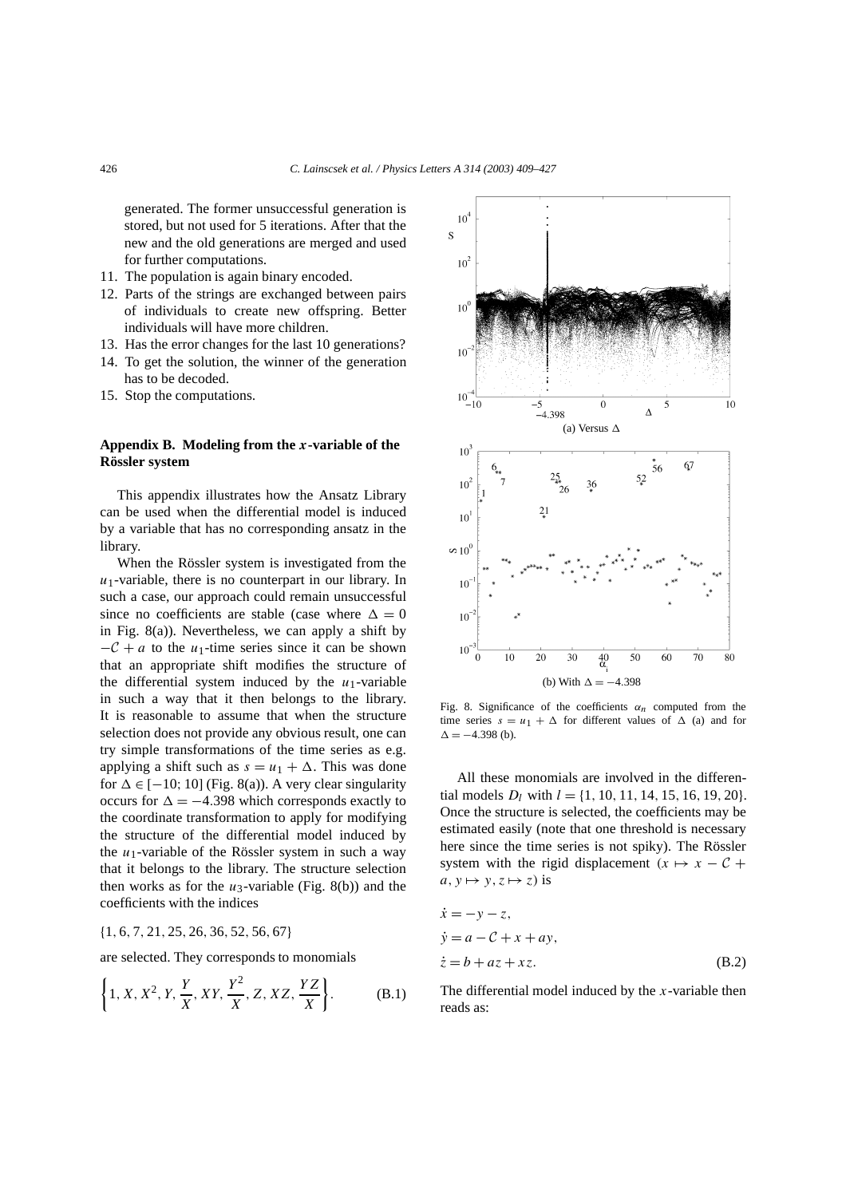generated. The former unsuccessful generation is stored, but not used for 5 iterations. After that the new and the old generations are merged and used for further computations.

11. The population is again binary encoded.
12. Parts of the strings are exchanged between pairs of individuals to create new offspring. Better individuals will have more children.
13. Has the error changes for the last 10 generations?
14. To get the solution, the winner of the generation has to be decoded.
15. Stop the computations.

## Appendix B. Modeling from the $x$-variable of the Rössler system

This appendix illustrates how the Ansatz Library can be used when the differential model is induced by a variable that has no corresponding ansatz in the library.

When the Rössler system is investigated from the $u_1$-variable, there is no counterpart in our library. In such a case, our approach could remain unsuccessful since no coefficients are stable (case where $\Delta = 0$ in Fig. 8(a)). Nevertheless, we can apply a shift by $-\mathcal{C} + a$ to the $u_1$-time series since it can be shown that an appropriate shift modifies the structure of the differential system induced by the $u_1$-variable in such a way that it then belongs to the library. It is reasonable to assume that when the structure selection does not provide any obvious result, one can try simple transformations of the time series as e.g. applying a shift such as $s = u_1 + \Delta$. This was done for $\Delta \in [-10; 10]$ (Fig. 8(a)). A very clear singularity occurs for $\Delta = -4.398$ which corresponds exactly to the coordinate transformation to apply for modifying the structure of the differential model induced by the $u_1$-variable of the Rössler system in such a way that it belongs to the library. The structure selection then works as for the $u_3$-variable (Fig. 8(b)) and the coefficients with the indices

$$\{1, 6, 7, 21, 25, 26, 36, 52, 56, 67\}$$

are selected. They corresponds to monomials

$$\left\{1, X, X^2, Y, \frac{Y}{X}, XY, \frac{Y^2}{X}, Z, XZ, \frac{YZ}{X}\right\}. \tag{B.1}$$

Fig. 8. Significance of the coefficients $\alpha_n$ computed from the time series $s = u_1 + \Delta$ for different values of $\Delta$ (a) and for $\Delta = -4.398$ (b).

All these monomials are involved in the differential models $D_l$ with $l = \{1, 10, 11, 14, 15, 16, 19, 20\}$. Once the structure is selected, the coefficients may be estimated easily (note that one threshold is necessary here since the time series is not spiky). The Rössler system with the rigid displacement ($x \mapsto x - \mathcal{C} + a$, $y \mapsto y$, $z \mapsto z$) is

$$\begin{aligned}
\dot{x} &= -y - z, \\
\dot{y} &= a - \mathcal{C} + x + ay, \\
\dot{z} &= b + az + xz.
\end{aligned} \tag{B.2}$$

The differential model induced by the $x$-variable then reads as: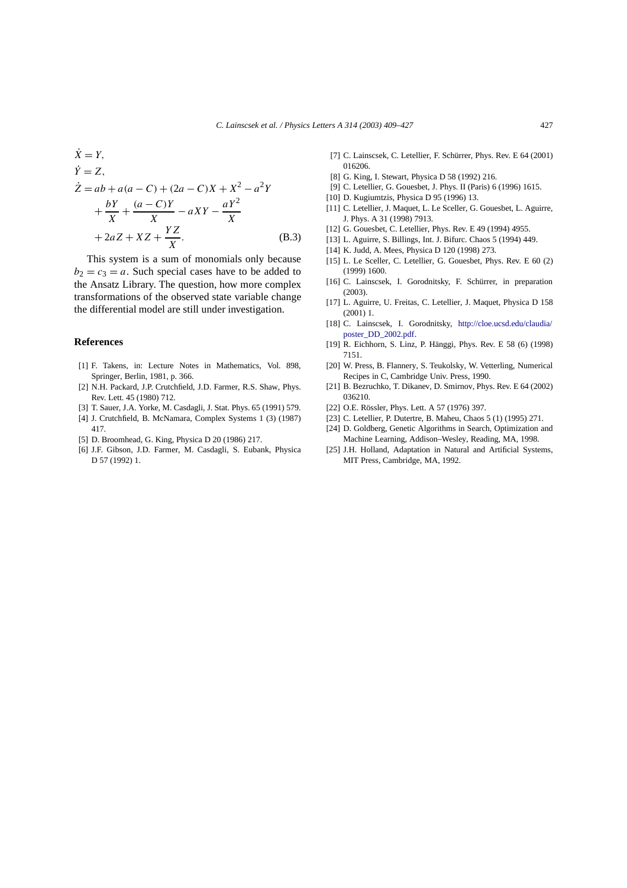$$
\begin{aligned}
\dot{X} &= Y, \\
\dot{Y} &= Z, \\
\dot{Z} &= ab + a(a - C) + (2a - C)X + X^2 - a^2 Y \\
&\quad + \frac{bY}{X} + \frac{(a - C)Y}{X} - aXY - \frac{aY^2}{X} \\
&\quad + 2aZ + XZ + \frac{YZ}{X}.
\end{aligned}
\tag{B.3}
$$

This system is a sum of monomials only because $b_2 = c_3 = a$. Such special cases have to be added to the Ansatz Library. The question, how more complex transformations of the observed state variable change the differential model are still under investigation.

## References

[1] F. Takens, in: Lecture Notes in Mathematics, Vol. 898, Springer, Berlin, 1981, p. 366.

[2] N.H. Packard, J.P. Crutchfield, J.D. Farmer, R.S. Shaw, Phys. Rev. Lett. 45 (1980) 712.

[3] T. Sauer, J.A. Yorke, M. Casdagli, J. Stat. Phys. 65 (1991) 579.

[4] J. Crutchfield, B. McNamara, Complex Systems 1 (3) (1987) 417.

[5] D. Broomhead, G. King, Physica D 20 (1986) 217.

[6] J.F. Gibson, J.D. Farmer, M. Casdagli, S. Eubank, Physica D 57 (1992) 1.

[7] C. Lainscsek, C. Letellier, F. Schürrer, Phys. Rev. E 64 (2001) 016206.

[8] G. King, I. Stewart, Physica D 58 (1992) 216.

[9] C. Letellier, G. Gouesbet, J. Phys. II (Paris) 6 (1996) 1615.

[10] D. Kugiumtzis, Physica D 95 (1996) 13.

[11] C. Letellier, J. Maquet, L. Le Sceller, G. Gouesbet, L. Aguirre, J. Phys. A 31 (1998) 7913.

[12] G. Gouesbet, C. Letellier, Phys. Rev. E 49 (1994) 4955.

[13] L. Aguirre, S. Billings, Int. J. Bifurc. Chaos 5 (1994) 449.

[14] K. Judd, A. Mees, Physica D 120 (1998) 273.

[15] L. Le Sceller, C. Letellier, G. Gouesbet, Phys. Rev. E 60 (2) (1999) 1600.

[16] C. Lainscsek, I. Gorodnitsky, F. Schürrer, in preparation (2003).

[17] L. Aguirre, U. Freitas, C. Letellier, J. Maquet, Physica D 158 (2001) 1.

[18] C. Lainscsek, I. Gorodnitsky, http://cloe.ucsd.edu/claudia/poster_DD_2002.pdf.

[19] R. Eichhorn, S. Linz, P. Hänggi, Phys. Rev. E 58 (6) (1998) 7151.

[20] W. Press, B. Flannery, S. Teukolsky, W. Vetterling, Numerical Recipes in C, Cambridge Univ. Press, 1990.

[21] B. Bezruchko, T. Dikanev, D. Smirnov, Phys. Rev. E 64 (2002) 036210.

[22] O.E. Rössler, Phys. Lett. A 57 (1976) 397.

[23] C. Letellier, P. Dutertre, B. Maheu, Chaos 5 (1) (1995) 271.

[24] D. Goldberg, Genetic Algorithms in Search, Optimization and Machine Learning, Addison–Wesley, Reading, MA, 1998.

[25] J.H. Holland, Adaptation in Natural and Artificial Systems, MIT Press, Cambridge, MA, 1992.